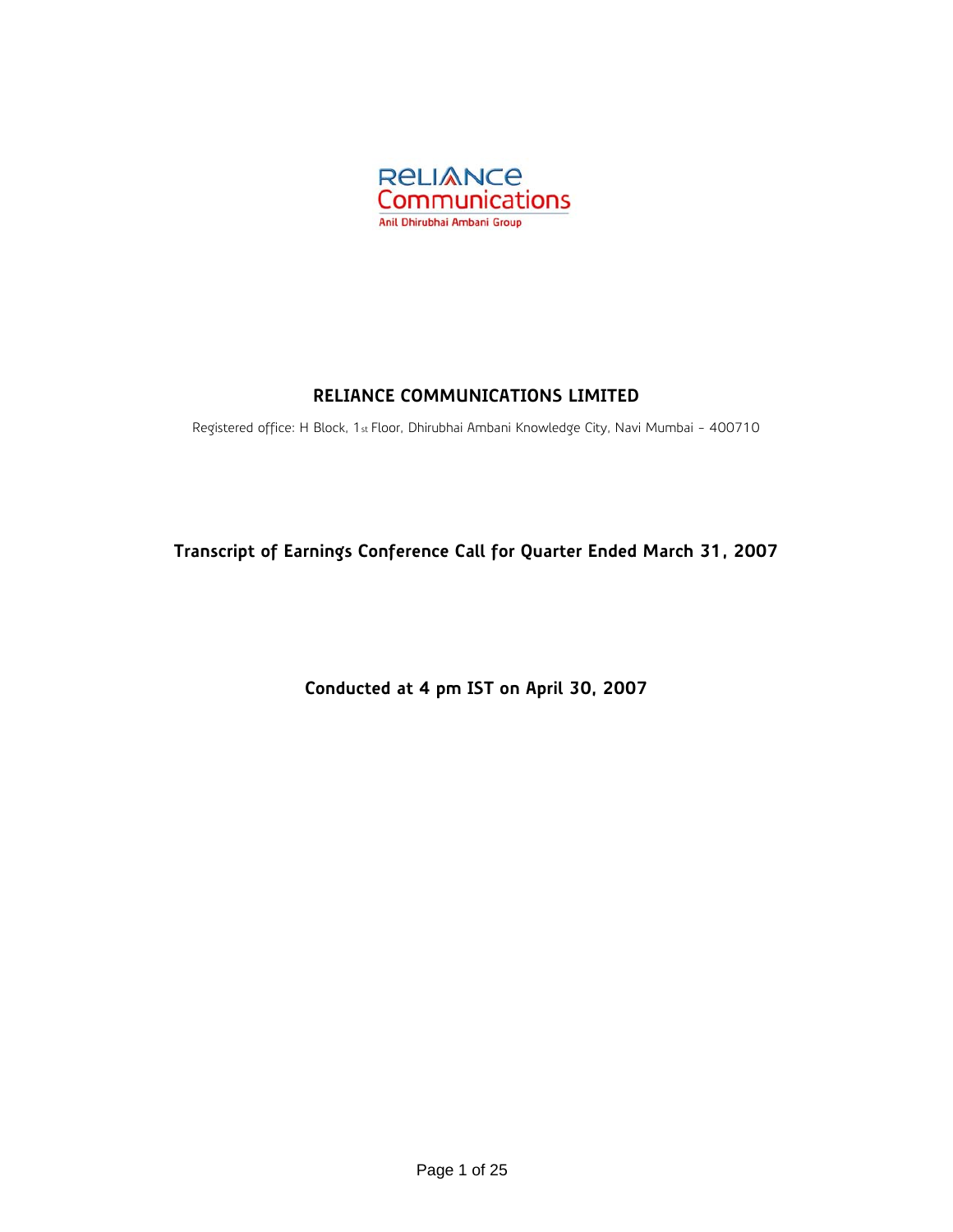Reliance Communications

Anil Dhirubhai Ambani Group

# RELIANCE COMMUNICATIONS LIMITED

Registered office: H Block, 1st Floor, Dhirubhai Ambani Knowledge City, Navi Mumbai - 400710

## Transcript of Earnings Conference Call for Quarter Ended March 31, 2007

**Conducted at 4 pm IST on April 30, 2007**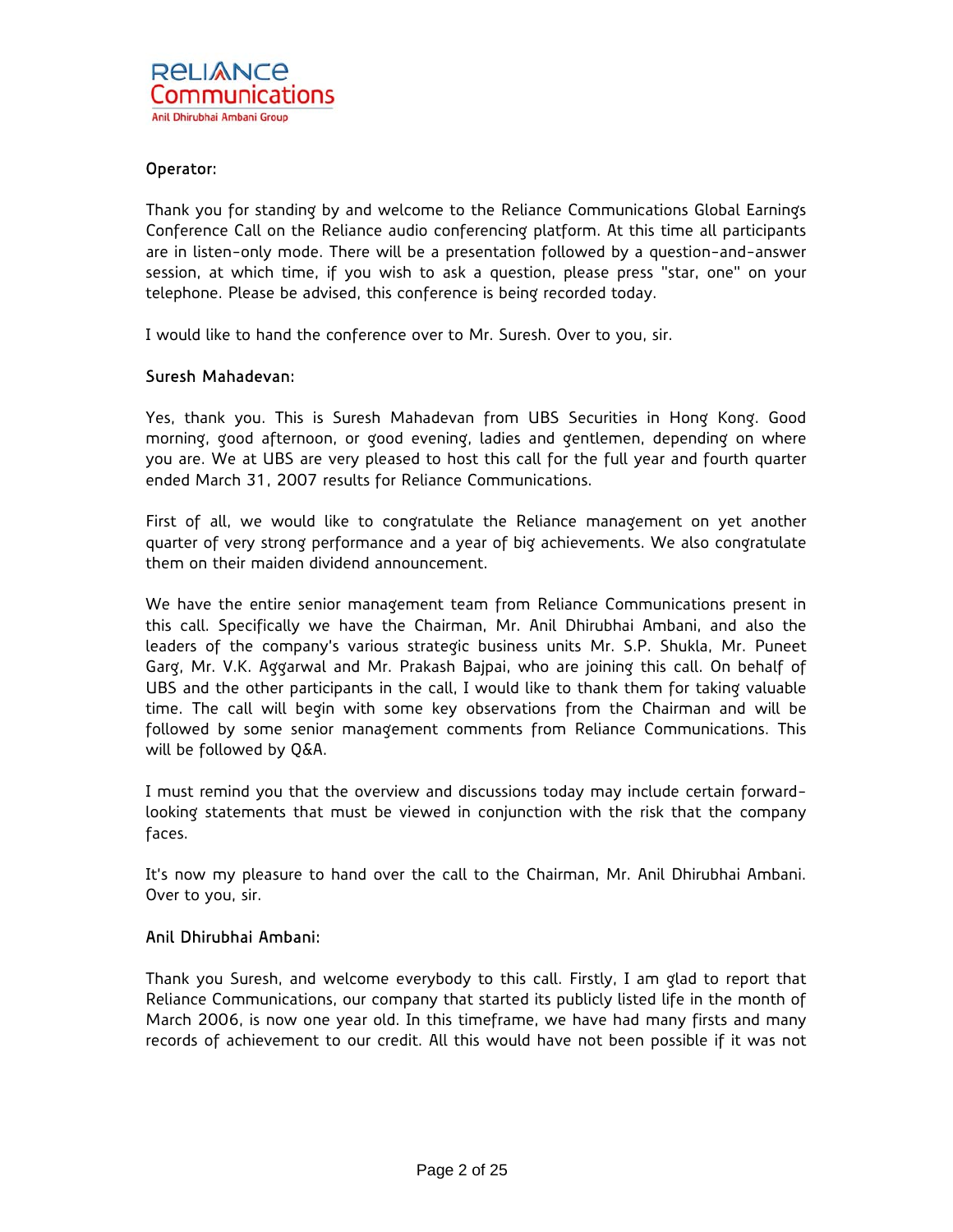**Operator:**

Thank you for standing by and welcome to the Reliance Communications Global Earnings Conference Call on the Reliance audio conferencing platform. At this time all participants are in listen-only mode. There will be a presentation followed by a question-and-answer session, at which time, if you wish to ask a question, please press "star, one" on your telephone. Please be advised, this conference is being recorded today.

I would like to hand the conference over to Mr. Suresh. Over to you, sir.

**Suresh Mahadevan:**

Yes, thank you. This is Suresh Mahadevan from UBS Securities in Hong Kong. Good morning, good afternoon, or good evening, ladies and gentlemen, depending on where you are. We at UBS are very pleased to host this call for the full year and fourth quarter ended March 31, 2007 results for Reliance Communications.

First of all, we would like to congratulate the Reliance management on yet another quarter of very strong performance and a year of big achievements. We also congratulate them on their maiden dividend announcement.

We have the entire senior management team from Reliance Communications present in this call. Specifically we have the Chairman, Mr. Anil Dhirubhai Ambani, and also the leaders of the company's various strategic business units Mr. S.P. Shukla, Mr. Puneet Garg, Mr. V.K. Aggarwal and Mr. Prakash Bajpai, who are joining this call. On behalf of UBS and the other participants in the call, I would like to thank them for taking valuable time. The call will begin with some key observations from the Chairman and will be followed by some senior management comments from Reliance Communications. This will be followed by Q&A.

I must remind you that the overview and discussions today may include certain forward-looking statements that must be viewed in conjunction with the risk that the company faces.

It's now my pleasure to hand over the call to the Chairman, Mr. Anil Dhirubhai Ambani. Over to you, sir.

**Anil Dhirubhai Ambani:**

Thank you Suresh, and welcome everybody to this call. Firstly, I am glad to report that Reliance Communications, our company that started its publicly listed life in the month of March 2006, is now one year old. In this timeframe, we have had many firsts and many records of achievement to our credit. All this would have not been possible if it was not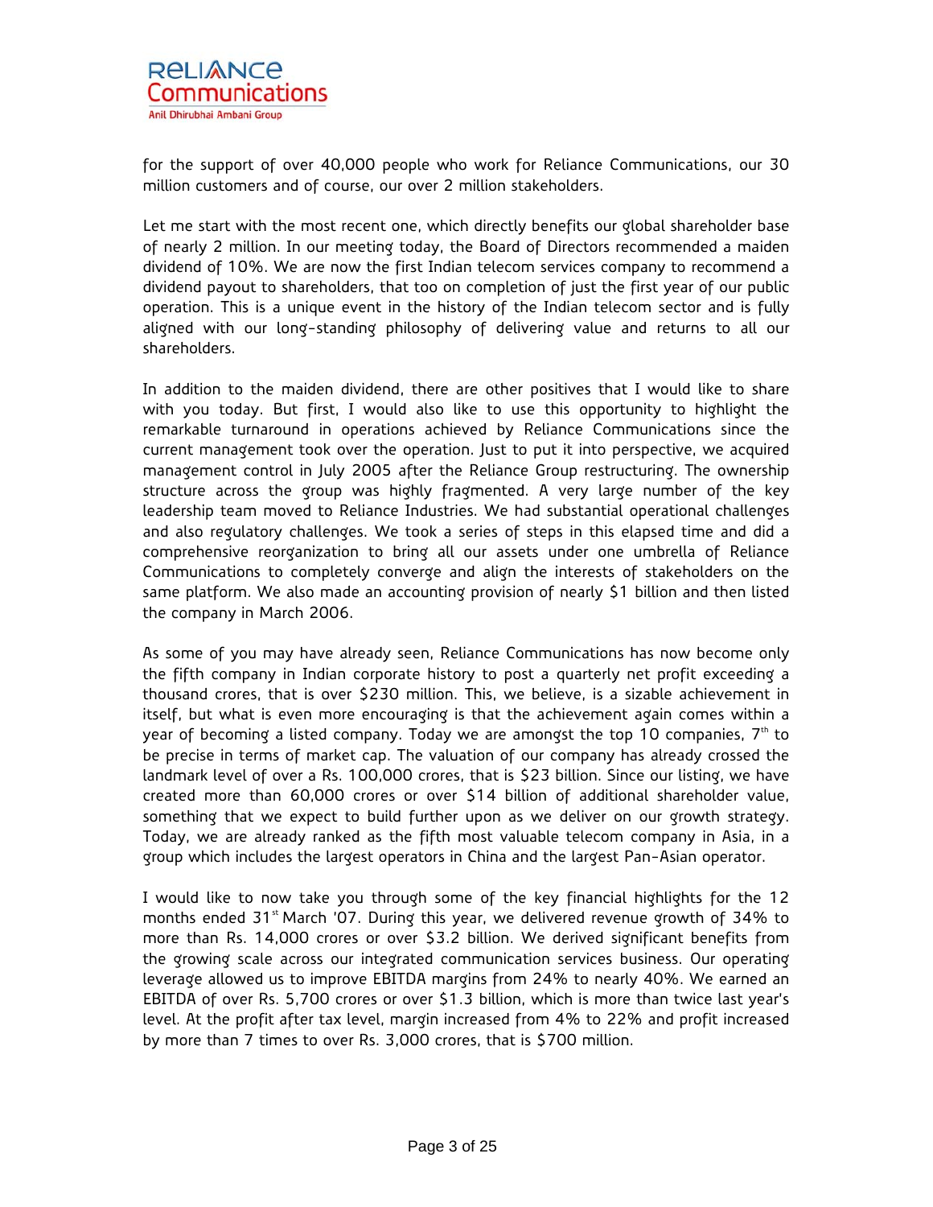for the support of over 40,000 people who work for Reliance Communications, our 30 million customers and of course, our over 2 million stakeholders.

Let me start with the most recent one, which directly benefits our global shareholder base of nearly 2 million. In our meeting today, the Board of Directors recommended a maiden dividend of 10%. We are now the first Indian telecom services company to recommend a dividend payout to shareholders, that too on completion of just the first year of our public operation. This is a unique event in the history of the Indian telecom sector and is fully aligned with our long-standing philosophy of delivering value and returns to all our shareholders.

In addition to the maiden dividend, there are other positives that I would like to share with you today. But first, I would also like to use this opportunity to highlight the remarkable turnaround in operations achieved by Reliance Communications since the current management took over the operation. Just to put it into perspective, we acquired management control in July 2005 after the Reliance Group restructuring. The ownership structure across the group was highly fragmented. A very large number of the key leadership team moved to Reliance Industries. We had substantial operational challenges and also regulatory challenges. We took a series of steps in this elapsed time and did a comprehensive reorganization to bring all our assets under one umbrella of Reliance Communications to completely converge and align the interests of stakeholders on the same platform. We also made an accounting provision of nearly $1 billion and then listed the company in March 2006.

As some of you may have already seen, Reliance Communications has now become only the fifth company in Indian corporate history to post a quarterly net profit exceeding a thousand crores, that is over $230 million. This, we believe, is a sizable achievement in itself, but what is even more encouraging is that the achievement again comes within a year of becoming a listed company. Today we are amongst the top 10 companies, 7th to be precise in terms of market cap. The valuation of our company has already crossed the landmark level of over a Rs. 100,000 crores, that is $23 billion. Since our listing, we have created more than 60,000 crores or over $14 billion of additional shareholder value, something that we expect to build further upon as we deliver on our growth strategy. Today, we are already ranked as the fifth most valuable telecom company in Asia, in a group which includes the largest operators in China and the largest Pan-Asian operator.

I would like to now take you through some of the key financial highlights for the 12 months ended 31st March '07. During this year, we delivered revenue growth of 34% to more than Rs. 14,000 crores or over $3.2 billion. We derived significant benefits from the growing scale across our integrated communication services business. Our operating leverage allowed us to improve EBITDA margins from 24% to nearly 40%. We earned an EBITDA of over Rs. 5,700 crores or over $1.3 billion, which is more than twice last year's level. At the profit after tax level, margin increased from 4% to 22% and profit increased by more than 7 times to over Rs. 3,000 crores, that is $700 million.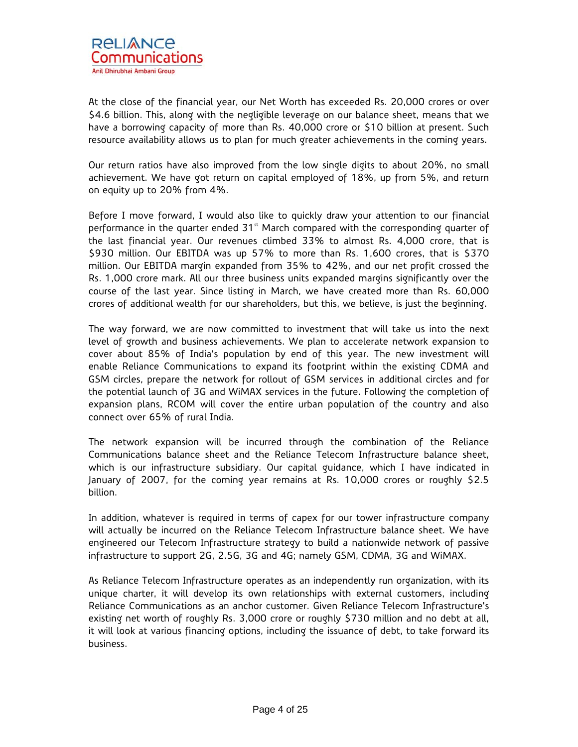At the close of the financial year, our Net Worth has exceeded Rs. 20,000 crores or over $4.6 billion. This, along with the negligible leverage on our balance sheet, means that we have a borrowing capacity of more than Rs. 40,000 crore or $10 billion at present. Such resource availability allows us to plan for much greater achievements in the coming years.

Our return ratios have also improved from the low single digits to about 20%, no small achievement. We have got return on capital employed of 18%, up from 5%, and return on equity up to 20% from 4%.

Before I move forward, I would also like to quickly draw your attention to our financial performance in the quarter ended 31st March compared with the corresponding quarter of the last financial year. Our revenues climbed 33% to almost Rs. 4,000 crore, that is $930 million. Our EBITDA was up 57% to more than Rs. 1,600 crores, that is $370 million. Our EBITDA margin expanded from 35% to 42%, and our net profit crossed the Rs. 1,000 crore mark. All our three business units expanded margins significantly over the course of the last year. Since listing in March, we have created more than Rs. 60,000 crores of additional wealth for our shareholders, but this, we believe, is just the beginning.

The way forward, we are now committed to investment that will take us into the next level of growth and business achievements. We plan to accelerate network expansion to cover about 85% of India's population by end of this year. The new investment will enable Reliance Communications to expand its footprint within the existing CDMA and GSM circles, prepare the network for rollout of GSM services in additional circles and for the potential launch of 3G and WiMAX services in the future. Following the completion of expansion plans, RCOM will cover the entire urban population of the country and also connect over 65% of rural India.

The network expansion will be incurred through the combination of the Reliance Communications balance sheet and the Reliance Telecom Infrastructure balance sheet, which is our infrastructure subsidiary. Our capital guidance, which I have indicated in January of 2007, for the coming year remains at Rs. 10,000 crores or roughly $2.5 billion.

In addition, whatever is required in terms of capex for our tower infrastructure company will actually be incurred on the Reliance Telecom Infrastructure balance sheet. We have engineered our Telecom Infrastructure strategy to build a nationwide network of passive infrastructure to support 2G, 2.5G, 3G and 4G; namely GSM, CDMA, 3G and WiMAX.

As Reliance Telecom Infrastructure operates as an independently run organization, with its unique charter, it will develop its own relationships with external customers, including Reliance Communications as an anchor customer. Given Reliance Telecom Infrastructure's existing net worth of roughly Rs. 3,000 crore or roughly $730 million and no debt at all, it will look at various financing options, including the issuance of debt, to take forward its business.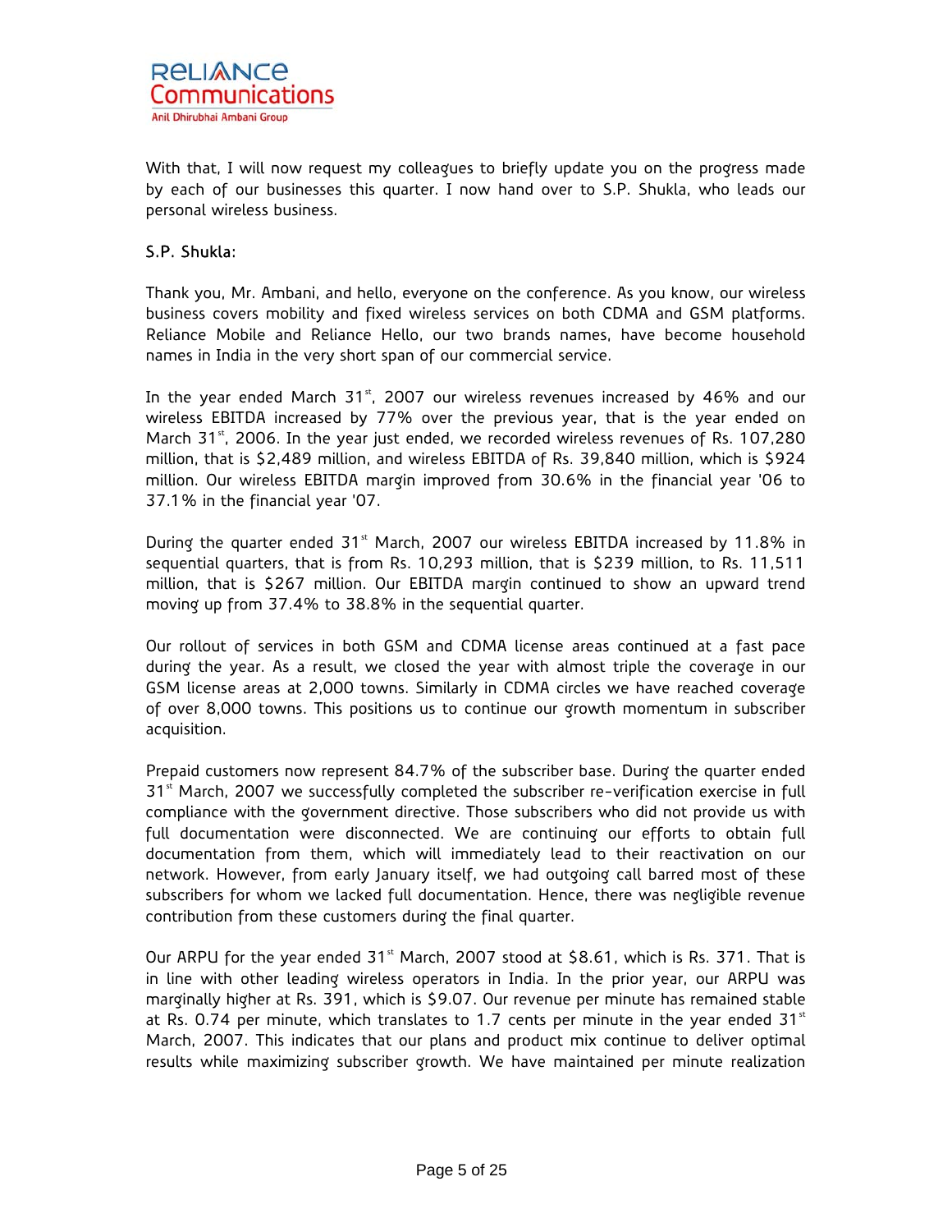With that, I will now request my colleagues to briefly update you on the progress made by each of our businesses this quarter. I now hand over to S.P. Shukla, who leads our personal wireless business.

**S.P. Shukla:**

Thank you, Mr. Ambani, and hello, everyone on the conference. As you know, our wireless business covers mobility and fixed wireless services on both CDMA and GSM platforms. Reliance Mobile and Reliance Hello, our two brands names, have become household names in India in the very short span of our commercial service.

In the year ended March 31st, 2007 our wireless revenues increased by 46% and our wireless EBITDA increased by 77% over the previous year, that is the year ended on March 31st, 2006. In the year just ended, we recorded wireless revenues of Rs. 107,280 million, that is $2,489 million, and wireless EBITDA of Rs. 39,840 million, which is $924 million. Our wireless EBITDA margin improved from 30.6% in the financial year '06 to 37.1% in the financial year '07.

During the quarter ended 31st March, 2007 our wireless EBITDA increased by 11.8% in sequential quarters, that is from Rs. 10,293 million, that is $239 million, to Rs. 11,511 million, that is $267 million. Our EBITDA margin continued to show an upward trend moving up from 37.4% to 38.8% in the sequential quarter.

Our rollout of services in both GSM and CDMA license areas continued at a fast pace during the year. As a result, we closed the year with almost triple the coverage in our GSM license areas at 2,000 towns. Similarly in CDMA circles we have reached coverage of over 8,000 towns. This positions us to continue our growth momentum in subscriber acquisition.

Prepaid customers now represent 84.7% of the subscriber base. During the quarter ended 31st March, 2007 we successfully completed the subscriber re-verification exercise in full compliance with the government directive. Those subscribers who did not provide us with full documentation were disconnected. We are continuing our efforts to obtain full documentation from them, which will immediately lead to their reactivation on our network. However, from early January itself, we had outgoing call barred most of these subscribers for whom we lacked full documentation. Hence, there was negligible revenue contribution from these customers during the final quarter.

Our ARPU for the year ended 31st March, 2007 stood at $8.61, which is Rs. 371. That is in line with other leading wireless operators in India. In the prior year, our ARPU was marginally higher at Rs. 391, which is $9.07. Our revenue per minute has remained stable at Rs. 0.74 per minute, which translates to 1.7 cents per minute in the year ended 31st March, 2007. This indicates that our plans and product mix continue to deliver optimal results while maximizing subscriber growth. We have maintained per minute realization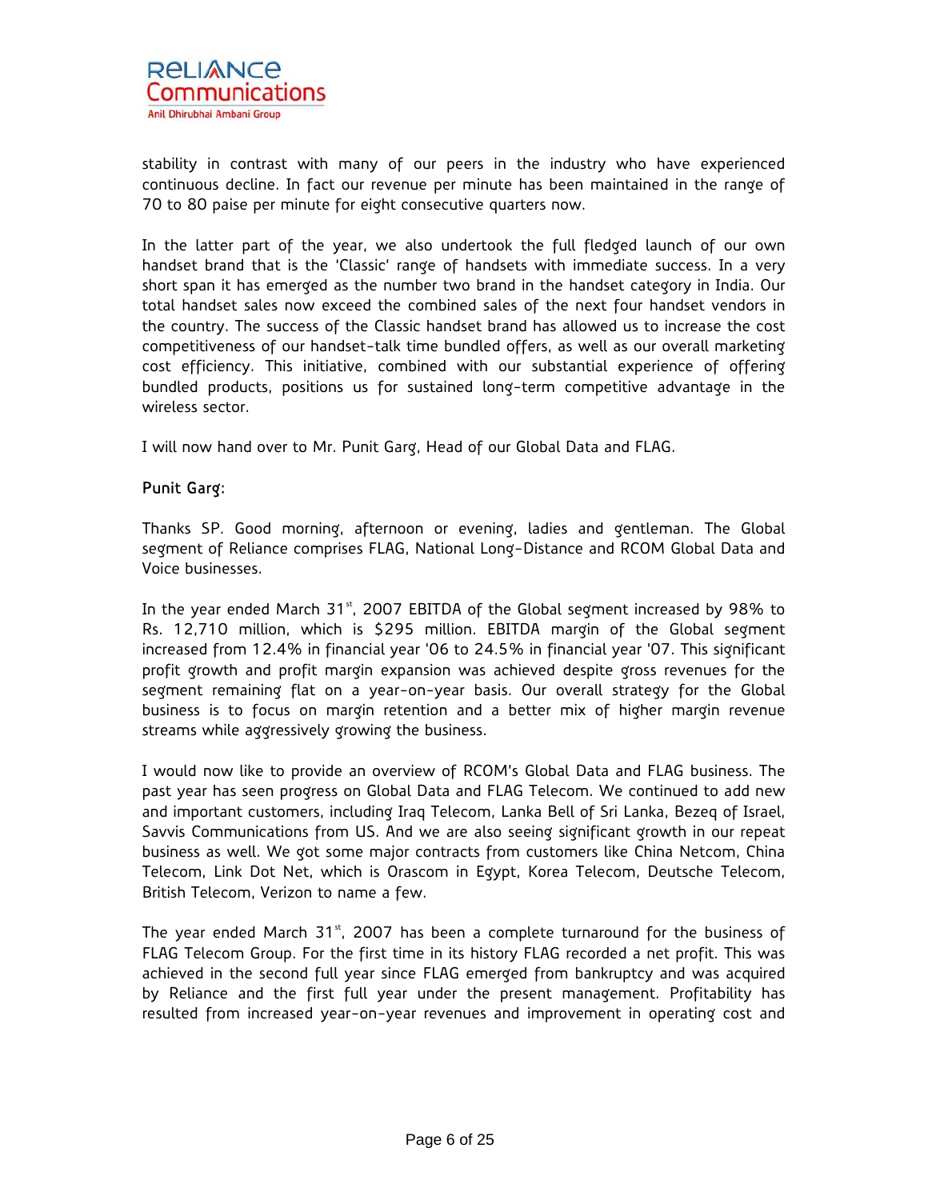stability in contrast with many of our peers in the industry who have experienced continuous decline. In fact our revenue per minute has been maintained in the range of 70 to 80 paise per minute for eight consecutive quarters now.

In the latter part of the year, we also undertook the full fledged launch of our own handset brand that is the 'Classic' range of handsets with immediate success. In a very short span it has emerged as the number two brand in the handset category in India. Our total handset sales now exceed the combined sales of the next four handset vendors in the country. The success of the Classic handset brand has allowed us to increase the cost competitiveness of our handset-talk time bundled offers, as well as our overall marketing cost efficiency. This initiative, combined with our substantial experience of offering bundled products, positions us for sustained long-term competitive advantage in the wireless sector.

I will now hand over to Mr. Punit Garg, Head of our Global Data and FLAG.

**Punit Garg:**

Thanks SP. Good morning, afternoon or evening, ladies and gentleman. The Global segment of Reliance comprises FLAG, National Long-Distance and RCOM Global Data and Voice businesses.

In the year ended March 31st, 2007 EBITDA of the Global segment increased by 98% to Rs. 12,710 million, which is $295 million. EBITDA margin of the Global segment increased from 12.4% in financial year '06 to 24.5% in financial year '07. This significant profit growth and profit margin expansion was achieved despite gross revenues for the segment remaining flat on a year-on-year basis. Our overall strategy for the Global business is to focus on margin retention and a better mix of higher margin revenue streams while aggressively growing the business.

I would now like to provide an overview of RCOM's Global Data and FLAG business. The past year has seen progress on Global Data and FLAG Telecom. We continued to add new and important customers, including Iraq Telecom, Lanka Bell of Sri Lanka, Bezeq of Israel, Savvis Communications from US. And we are also seeing significant growth in our repeat business as well. We got some major contracts from customers like China Netcom, China Telecom, Link Dot Net, which is Orascom in Egypt, Korea Telecom, Deutsche Telecom, British Telecom, Verizon to name a few.

The year ended March 31st, 2007 has been a complete turnaround for the business of FLAG Telecom Group. For the first time in its history FLAG recorded a net profit. This was achieved in the second full year since FLAG emerged from bankruptcy and was acquired by Reliance and the first full year under the present management. Profitability has resulted from increased year-on-year revenues and improvement in operating cost and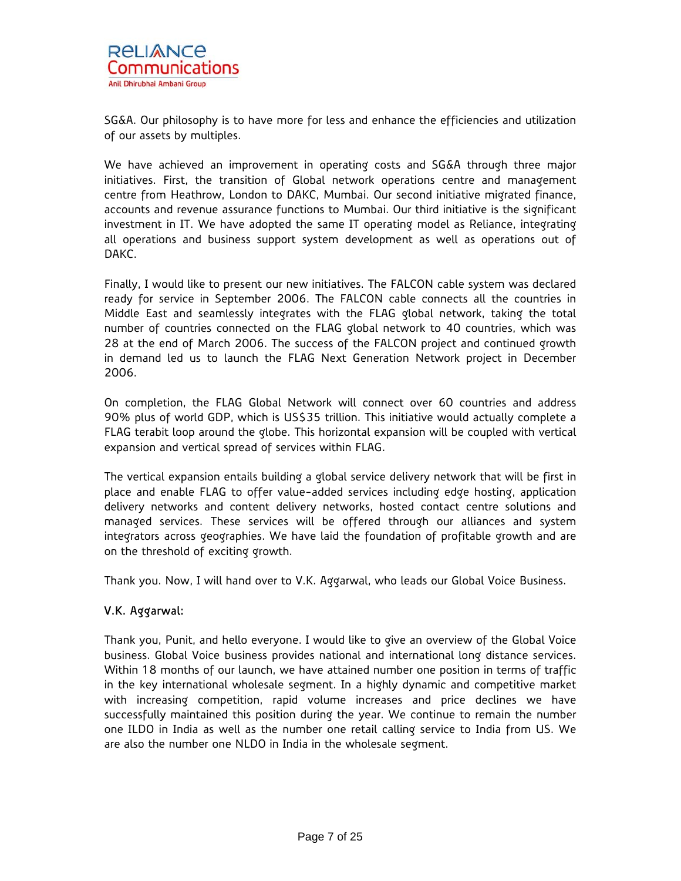SG&A. Our philosophy is to have more for less and enhance the efficiencies and utilization of our assets by multiples.

We have achieved an improvement in operating costs and SG&A through three major initiatives. First, the transition of Global network operations centre and management centre from Heathrow, London to DAKC, Mumbai. Our second initiative migrated finance, accounts and revenue assurance functions to Mumbai. Our third initiative is the significant investment in IT. We have adopted the same IT operating model as Reliance, integrating all operations and business support system development as well as operations out of DAKC.

Finally, I would like to present our new initiatives. The FALCON cable system was declared ready for service in September 2006. The FALCON cable connects all the countries in Middle East and seamlessly integrates with the FLAG global network, taking the total number of countries connected on the FLAG global network to 40 countries, which was 28 at the end of March 2006. The success of the FALCON project and continued growth in demand led us to launch the FLAG Next Generation Network project in December 2006.

On completion, the FLAG Global Network will connect over 60 countries and address 90% plus of world GDP, which is US$35 trillion. This initiative would actually complete a FLAG terabit loop around the globe. This horizontal expansion will be coupled with vertical expansion and vertical spread of services within FLAG.

The vertical expansion entails building a global service delivery network that will be first in place and enable FLAG to offer value-added services including edge hosting, application delivery networks and content delivery networks, hosted contact centre solutions and managed services. These services will be offered through our alliances and system integrators across geographies. We have laid the foundation of profitable growth and are on the threshold of exciting growth.

Thank you. Now, I will hand over to V.K. Aggarwal, who leads our Global Voice Business.

**V.K. Aggarwal:**

Thank you, Punit, and hello everyone. I would like to give an overview of the Global Voice business. Global Voice business provides national and international long distance services. Within 18 months of our launch, we have attained number one position in terms of traffic in the key international wholesale segment. In a highly dynamic and competitive market with increasing competition, rapid volume increases and price declines we have successfully maintained this position during the year. We continue to remain the number one ILDO in India as well as the number one retail calling service to India from US. We are also the number one NLDO in India in the wholesale segment.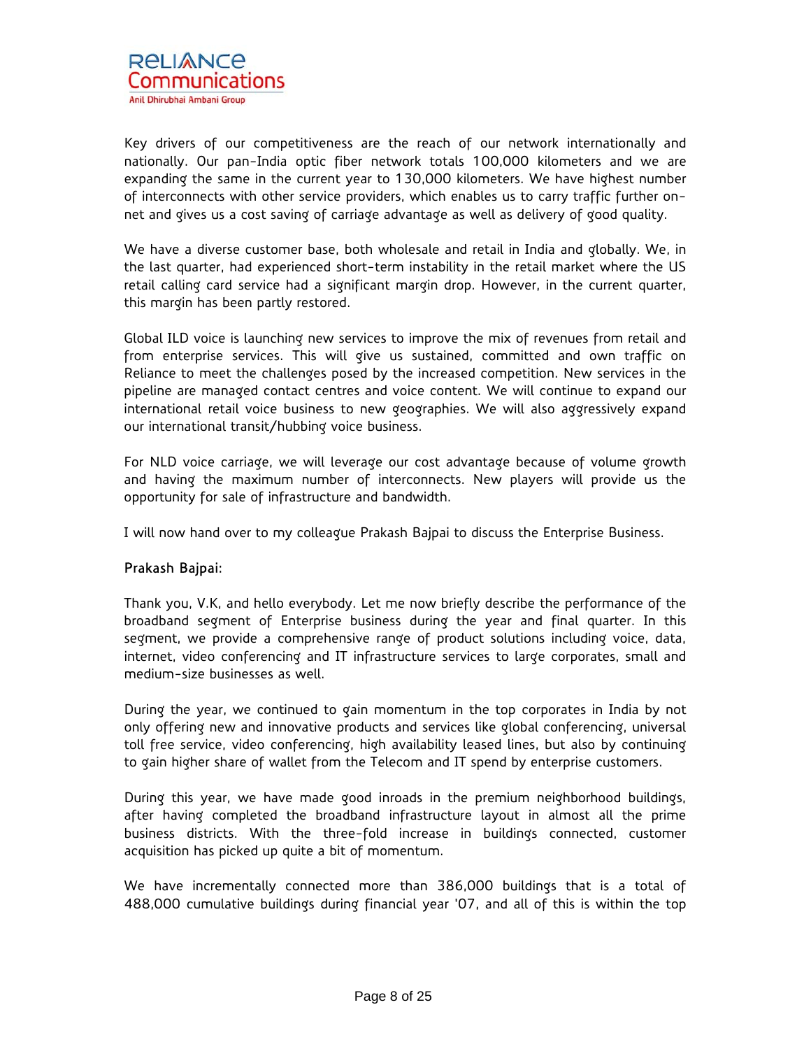Key drivers of our competitiveness are the reach of our network internationally and nationally. Our pan-India optic fiber network totals 100,000 kilometers and we are expanding the same in the current year to 130,000 kilometers. We have highest number of interconnects with other service providers, which enables us to carry traffic further on-net and gives us a cost saving of carriage advantage as well as delivery of good quality.

We have a diverse customer base, both wholesale and retail in India and globally. We, in the last quarter, had experienced short-term instability in the retail market where the US retail calling card service had a significant margin drop. However, in the current quarter, this margin has been partly restored.

Global ILD voice is launching new services to improve the mix of revenues from retail and from enterprise services. This will give us sustained, committed and own traffic on Reliance to meet the challenges posed by the increased competition. New services in the pipeline are managed contact centres and voice content. We will continue to expand our international retail voice business to new geographies. We will also aggressively expand our international transit/hubbing voice business.

For NLD voice carriage, we will leverage our cost advantage because of volume growth and having the maximum number of interconnects. New players will provide us the opportunity for sale of infrastructure and bandwidth.

I will now hand over to my colleague Prakash Bajpai to discuss the Enterprise Business.

**Prakash Bajpai:**

Thank you, V.K, and hello everybody. Let me now briefly describe the performance of the broadband segment of Enterprise business during the year and final quarter. In this segment, we provide a comprehensive range of product solutions including voice, data, internet, video conferencing and IT infrastructure services to large corporates, small and medium-size businesses as well.

During the year, we continued to gain momentum in the top corporates in India by not only offering new and innovative products and services like global conferencing, universal toll free service, video conferencing, high availability leased lines, but also by continuing to gain higher share of wallet from the Telecom and IT spend by enterprise customers.

During this year, we have made good inroads in the premium neighborhood buildings, after having completed the broadband infrastructure layout in almost all the prime business districts. With the three-fold increase in buildings connected, customer acquisition has picked up quite a bit of momentum.

We have incrementally connected more than 386,000 buildings that is a total of 488,000 cumulative buildings during financial year '07, and all of this is within the top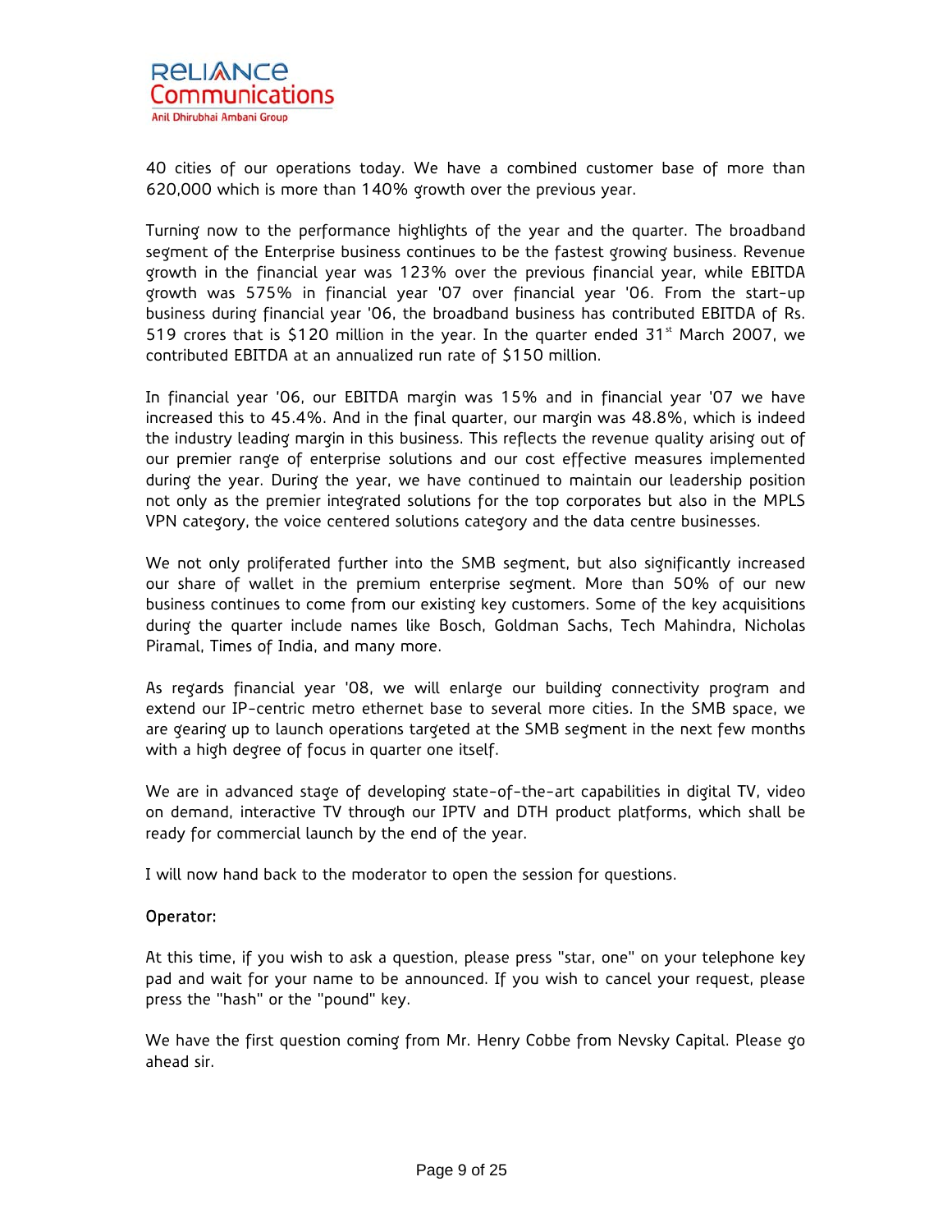40 cities of our operations today. We have a combined customer base of more than 620,000 which is more than 140% growth over the previous year.

Turning now to the performance highlights of the year and the quarter. The broadband segment of the Enterprise business continues to be the fastest growing business. Revenue growth in the financial year was 123% over the previous financial year, while EBITDA growth was 575% in financial year '07 over financial year '06. From the start-up business during financial year '06, the broadband business has contributed EBITDA of Rs. 519 crores that is $120 million in the year. In the quarter ended 31st March 2007, we contributed EBITDA at an annualized run rate of $150 million.

In financial year '06, our EBITDA margin was 15% and in financial year '07 we have increased this to 45.4%. And in the final quarter, our margin was 48.8%, which is indeed the industry leading margin in this business. This reflects the revenue quality arising out of our premier range of enterprise solutions and our cost effective measures implemented during the year. During the year, we have continued to maintain our leadership position not only as the premier integrated solutions for the top corporates but also in the MPLS VPN category, the voice centered solutions category and the data centre businesses.

We not only proliferated further into the SMB segment, but also significantly increased our share of wallet in the premium enterprise segment. More than 50% of our new business continues to come from our existing key customers. Some of the key acquisitions during the quarter include names like Bosch, Goldman Sachs, Tech Mahindra, Nicholas Piramal, Times of India, and many more.

As regards financial year '08, we will enlarge our building connectivity program and extend our IP-centric metro ethernet base to several more cities. In the SMB space, we are gearing up to launch operations targeted at the SMB segment in the next few months with a high degree of focus in quarter one itself.

We are in advanced stage of developing state-of-the-art capabilities in digital TV, video on demand, interactive TV through our IPTV and DTH product platforms, which shall be ready for commercial launch by the end of the year.

I will now hand back to the moderator to open the session for questions.

**Operator:**

At this time, if you wish to ask a question, please press "star, one" on your telephone key pad and wait for your name to be announced. If you wish to cancel your request, please press the "hash" or the "pound" key.

We have the first question coming from Mr. Henry Cobbe from Nevsky Capital. Please go ahead sir.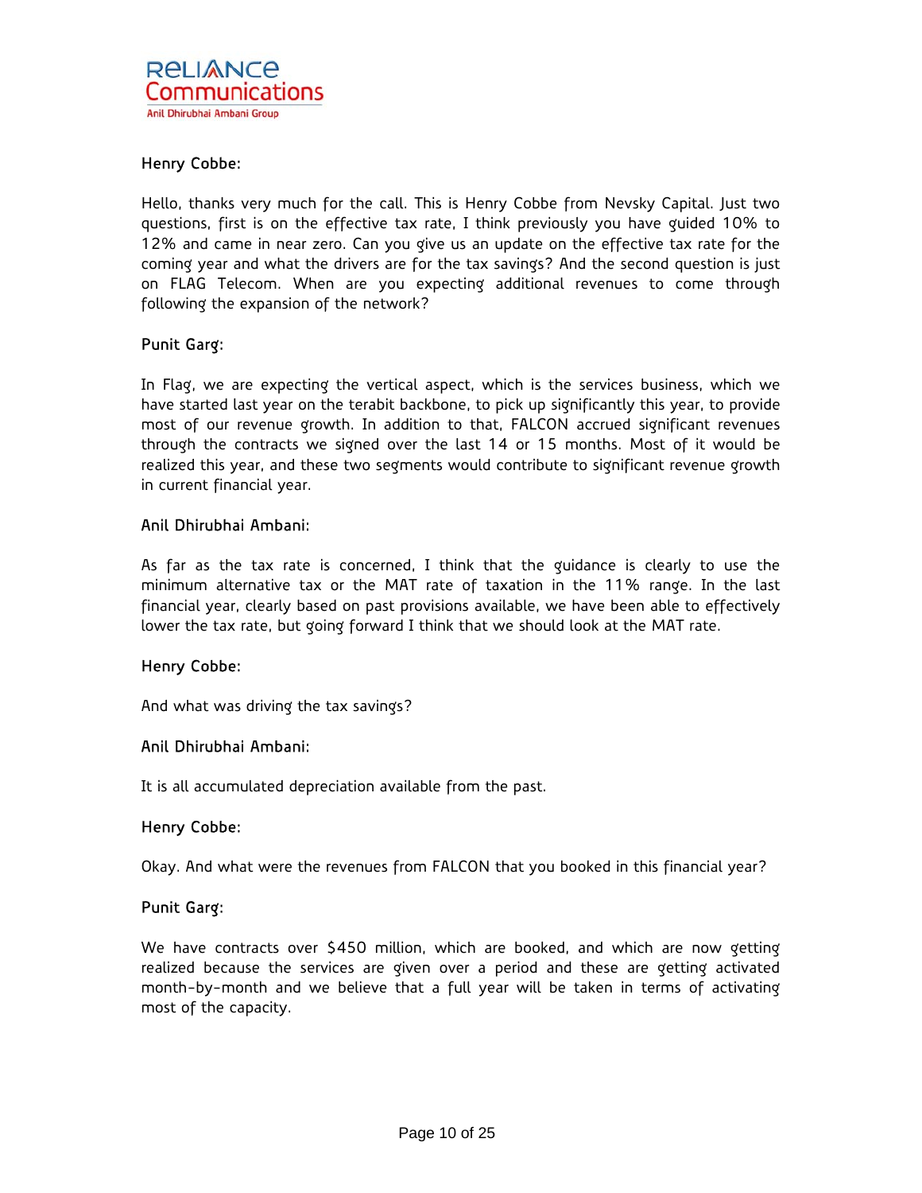**Henry Cobbe:**

Hello, thanks very much for the call. This is Henry Cobbe from Nevsky Capital. Just two questions, first is on the effective tax rate, I think previously you have guided 10% to 12% and came in near zero. Can you give us an update on the effective tax rate for the coming year and what the drivers are for the tax savings? And the second question is just on FLAG Telecom. When are you expecting additional revenues to come through following the expansion of the network?

**Punit Garg:**

In Flag, we are expecting the vertical aspect, which is the services business, which we have started last year on the terabit backbone, to pick up significantly this year, to provide most of our revenue growth. In addition to that, FALCON accrued significant revenues through the contracts we signed over the last 14 or 15 months. Most of it would be realized this year, and these two segments would contribute to significant revenue growth in current financial year.

**Anil Dhirubhai Ambani:**

As far as the tax rate is concerned, I think that the guidance is clearly to use the minimum alternative tax or the MAT rate of taxation in the 11% range. In the last financial year, clearly based on past provisions available, we have been able to effectively lower the tax rate, but going forward I think that we should look at the MAT rate.

**Henry Cobbe:**

And what was driving the tax savings?

**Anil Dhirubhai Ambani:**

It is all accumulated depreciation available from the past.

**Henry Cobbe:**

Okay. And what were the revenues from FALCON that you booked in this financial year?

**Punit Garg:**

We have contracts over $450 million, which are booked, and which are now getting realized because the services are given over a period and these are getting activated month-by-month and we believe that a full year will be taken in terms of activating most of the capacity.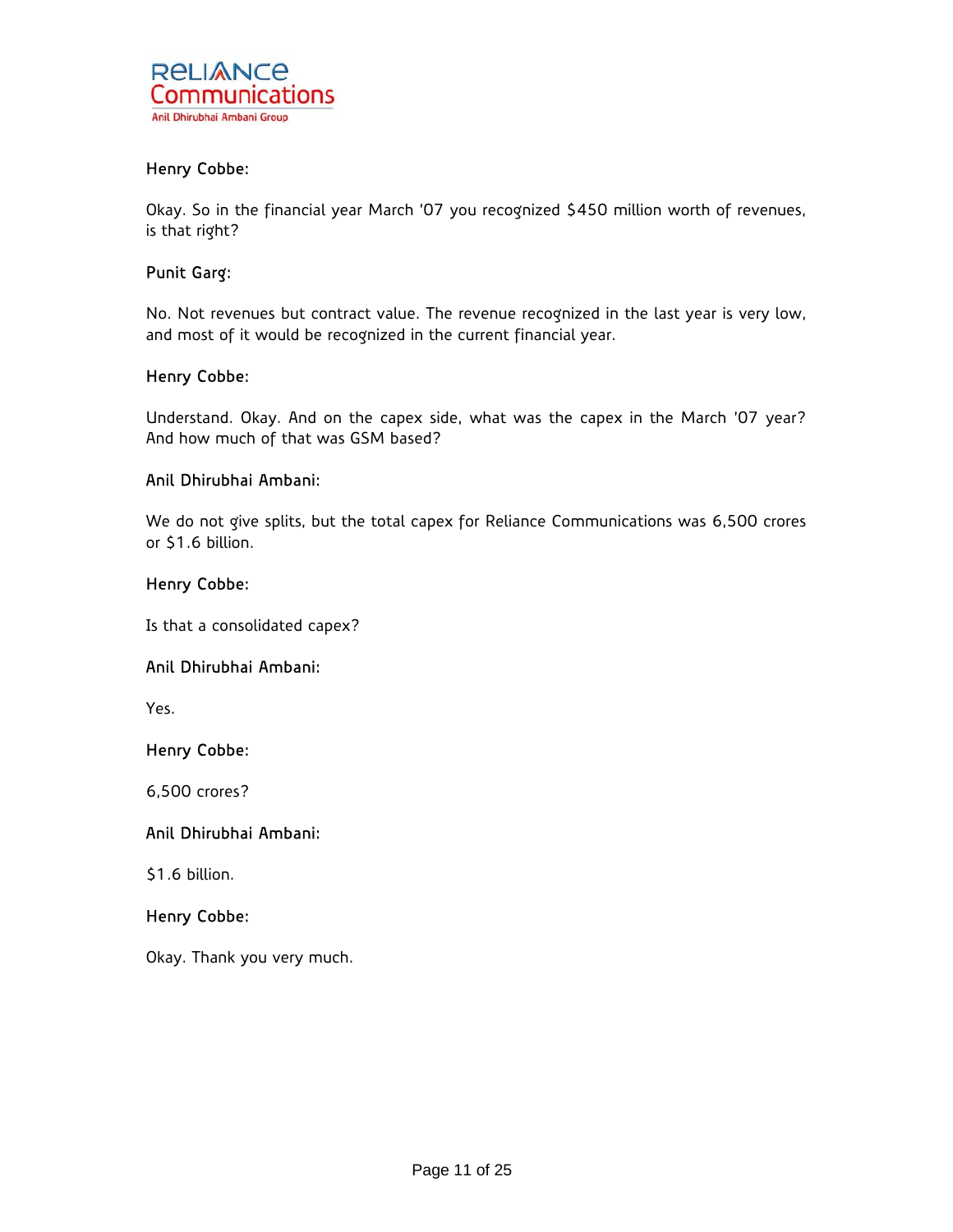**Henry Cobbe:**

Okay. So in the financial year March '07 you recognized $450 million worth of revenues, is that right?

**Punit Garg:**

No. Not revenues but contract value. The revenue recognized in the last year is very low, and most of it would be recognized in the current financial year.

**Henry Cobbe:**

Understand. Okay. And on the capex side, what was the capex in the March '07 year? And how much of that was GSM based?

**Anil Dhirubhai Ambani:**

We do not give splits, but the total capex for Reliance Communications was 6,500 crores or $1.6 billion.

**Henry Cobbe:**

Is that a consolidated capex?

**Anil Dhirubhai Ambani:**

Yes.

**Henry Cobbe:**

6,500 crores?

**Anil Dhirubhai Ambani:**

$1.6 billion.

**Henry Cobbe:**

Okay. Thank you very much.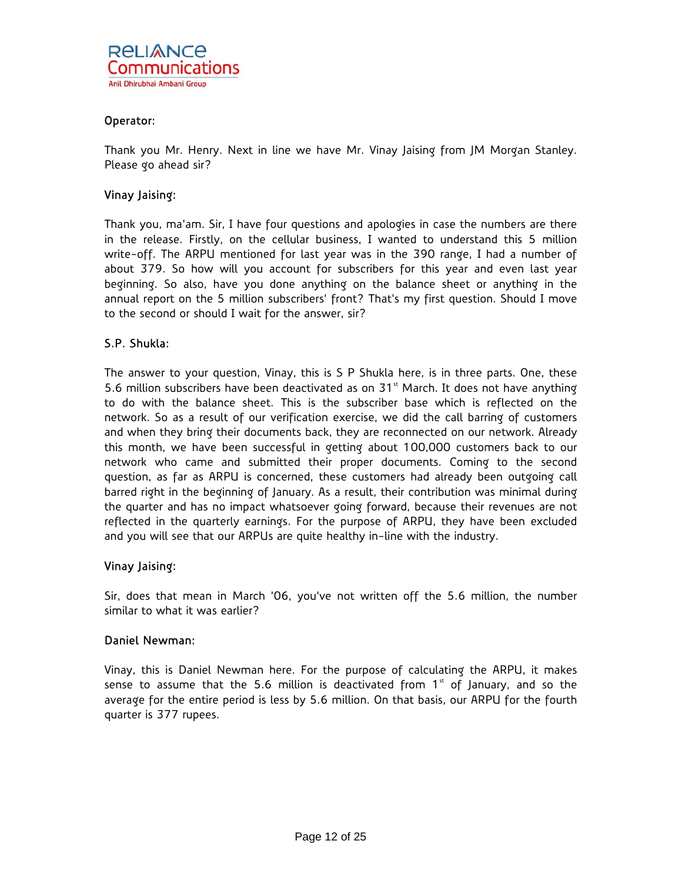**Operator:**

Thank you Mr. Henry. Next in line we have Mr. Vinay Jaising from JM Morgan Stanley. Please go ahead sir?

**Vinay Jaising:**

Thank you, ma'am. Sir, I have four questions and apologies in case the numbers are there in the release. Firstly, on the cellular business, I wanted to understand this 5 million write-off. The ARPU mentioned for last year was in the 390 range, I had a number of about 379. So how will you account for subscribers for this year and even last year beginning. So also, have you done anything on the balance sheet or anything in the annual report on the 5 million subscribers' front? That's my first question. Should I move to the second or should I wait for the answer, sir?

**S.P. Shukla:**

The answer to your question, Vinay, this is S P Shukla here, is in three parts. One, these 5.6 million subscribers have been deactivated as on 31st March. It does not have anything to do with the balance sheet. This is the subscriber base which is reflected on the network. So as a result of our verification exercise, we did the call barring of customers and when they bring their documents back, they are reconnected on our network. Already this month, we have been successful in getting about 100,000 customers back to our network who came and submitted their proper documents. Coming to the second question, as far as ARPU is concerned, these customers had already been outgoing call barred right in the beginning of January. As a result, their contribution was minimal during the quarter and has no impact whatsoever going forward, because their revenues are not reflected in the quarterly earnings. For the purpose of ARPU, they have been excluded and you will see that our ARPUs are quite healthy in-line with the industry.

**Vinay Jaising:**

Sir, does that mean in March '06, you've not written off the 5.6 million, the number similar to what it was earlier?

**Daniel Newman:**

Vinay, this is Daniel Newman here. For the purpose of calculating the ARPU, it makes sense to assume that the 5.6 million is deactivated from 1st of January, and so the average for the entire period is less by 5.6 million. On that basis, our ARPU for the fourth quarter is 377 rupees.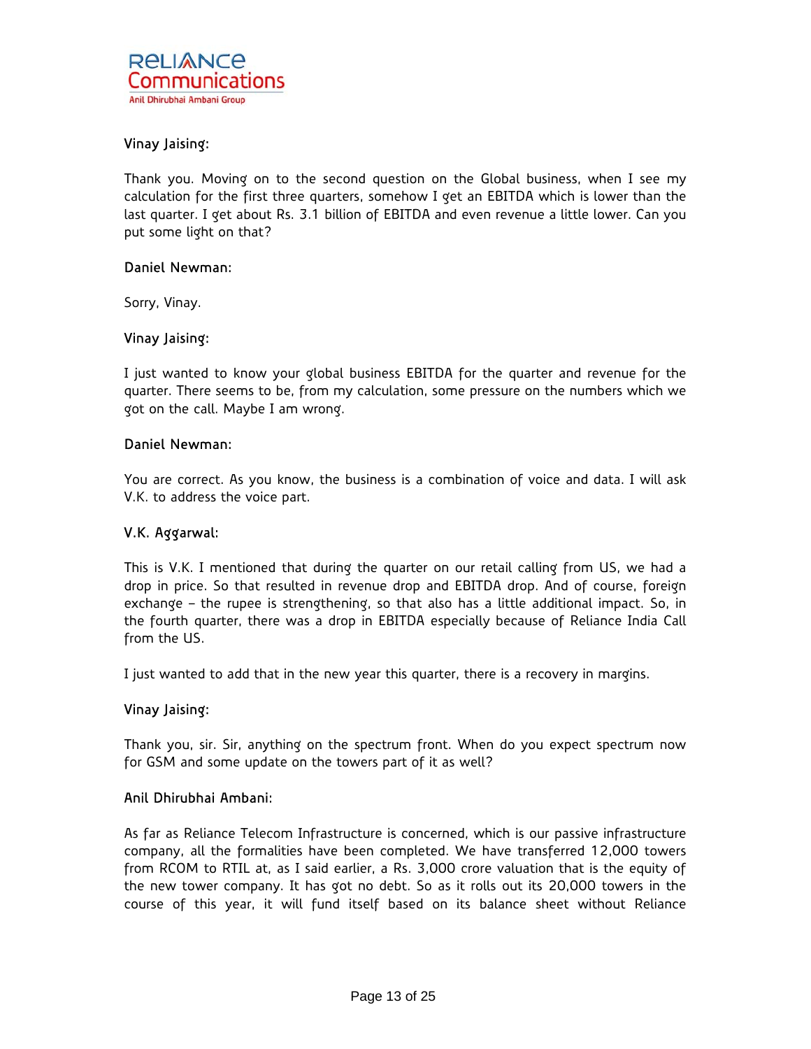**Vinay Jaising:**

Thank you. Moving on to the second question on the Global business, when I see my calculation for the first three quarters, somehow I get an EBITDA which is lower than the last quarter. I get about Rs. 3.1 billion of EBITDA and even revenue a little lower. Can you put some light on that?

**Daniel Newman:**

Sorry, Vinay.

**Vinay Jaising:**

I just wanted to know your global business EBITDA for the quarter and revenue for the quarter. There seems to be, from my calculation, some pressure on the numbers which we got on the call. Maybe I am wrong.

**Daniel Newman:**

You are correct. As you know, the business is a combination of voice and data. I will ask V.K. to address the voice part.

**V.K. Aggarwal:**

This is V.K. I mentioned that during the quarter on our retail calling from US, we had a drop in price. So that resulted in revenue drop and EBITDA drop. And of course, foreign exchange – the rupee is strengthening, so that also has a little additional impact. So, in the fourth quarter, there was a drop in EBITDA especially because of Reliance India Call from the US.

I just wanted to add that in the new year this quarter, there is a recovery in margins.

**Vinay Jaising:**

Thank you, sir. Sir, anything on the spectrum front. When do you expect spectrum now for GSM and some update on the towers part of it as well?

**Anil Dhirubhai Ambani:**

As far as Reliance Telecom Infrastructure is concerned, which is our passive infrastructure company, all the formalities have been completed. We have transferred 12,000 towers from RCOM to RTIL at, as I said earlier, a Rs. 3,000 crore valuation that is the equity of the new tower company. It has got no debt. So as it rolls out its 20,000 towers in the course of this year, it will fund itself based on its balance sheet without Reliance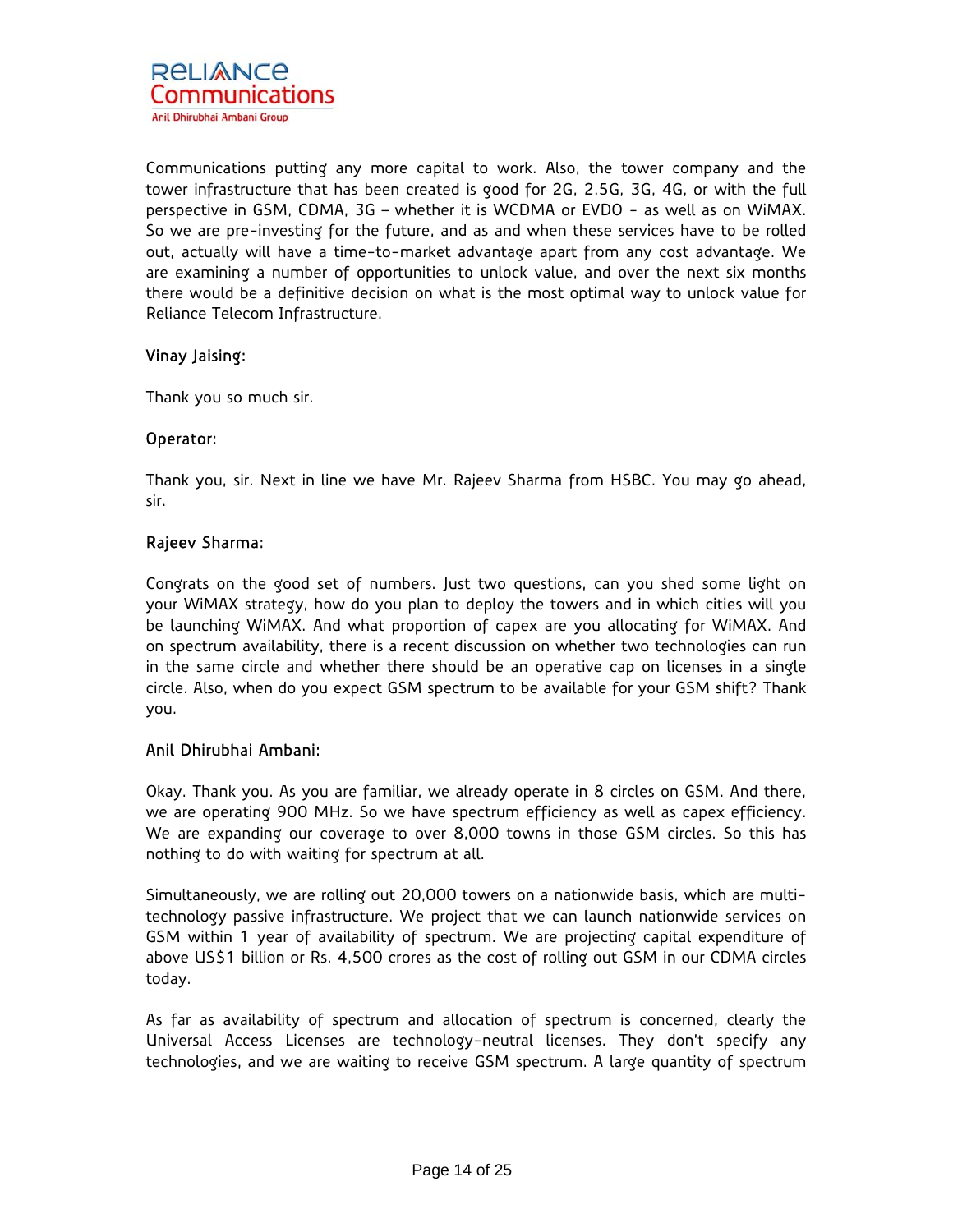Communications putting any more capital to work. Also, the tower company and the tower infrastructure that has been created is good for 2G, 2.5G, 3G, 4G, or with the full perspective in GSM, CDMA, 3G – whether it is WCDMA or EVDO - as well as on WiMAX. So we are pre-investing for the future, and as and when these services have to be rolled out, actually will have a time-to-market advantage apart from any cost advantage. We are examining a number of opportunities to unlock value, and over the next six months there would be a definitive decision on what is the most optimal way to unlock value for Reliance Telecom Infrastructure.

**Vinay Jaising:**

Thank you so much sir.

**Operator:**

Thank you, sir. Next in line we have Mr. Rajeev Sharma from HSBC. You may go ahead, sir.

**Rajeev Sharma:**

Congrats on the good set of numbers. Just two questions, can you shed some light on your WiMAX strategy, how do you plan to deploy the towers and in which cities will you be launching WiMAX. And what proportion of capex are you allocating for WiMAX. And on spectrum availability, there is a recent discussion on whether two technologies can run in the same circle and whether there should be an operative cap on licenses in a single circle. Also, when do you expect GSM spectrum to be available for your GSM shift? Thank you.

**Anil Dhirubhai Ambani:**

Okay. Thank you. As you are familiar, we already operate in 8 circles on GSM. And there, we are operating 900 MHz. So we have spectrum efficiency as well as capex efficiency. We are expanding our coverage to over 8,000 towns in those GSM circles. So this has nothing to do with waiting for spectrum at all.

Simultaneously, we are rolling out 20,000 towers on a nationwide basis, which are multi-technology passive infrastructure. We project that we can launch nationwide services on GSM within 1 year of availability of spectrum. We are projecting capital expenditure of above US$1 billion or Rs. 4,500 crores as the cost of rolling out GSM in our CDMA circles today.

As far as availability of spectrum and allocation of spectrum is concerned, clearly the Universal Access Licenses are technology-neutral licenses. They don't specify any technologies, and we are waiting to receive GSM spectrum. A large quantity of spectrum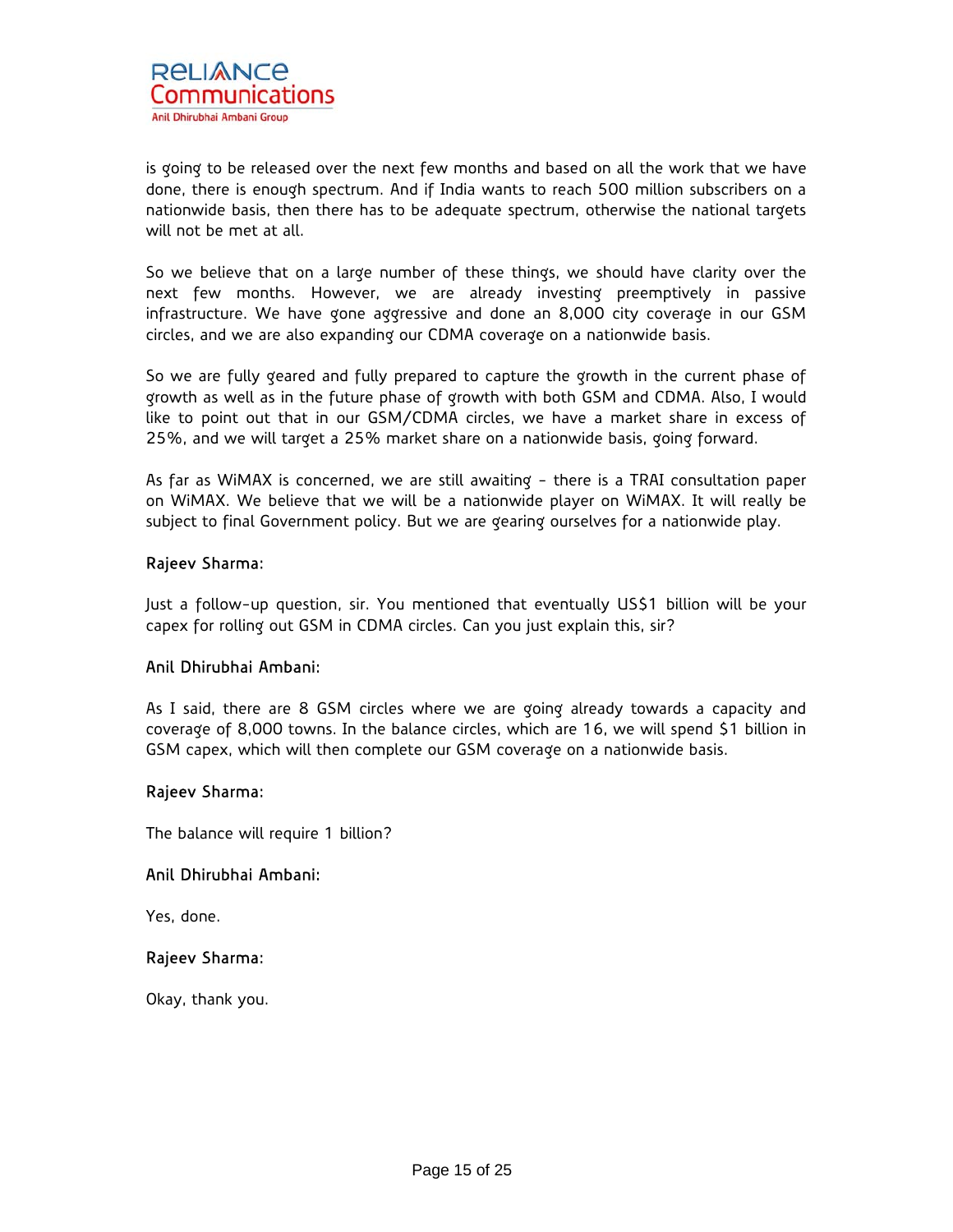is going to be released over the next few months and based on all the work that we have done, there is enough spectrum. And if India wants to reach 500 million subscribers on a nationwide basis, then there has to be adequate spectrum, otherwise the national targets will not be met at all.

So we believe that on a large number of these things, we should have clarity over the next few months. However, we are already investing preemptively in passive infrastructure. We have gone aggressive and done an 8,000 city coverage in our GSM circles, and we are also expanding our CDMA coverage on a nationwide basis.

So we are fully geared and fully prepared to capture the growth in the current phase of growth as well as in the future phase of growth with both GSM and CDMA. Also, I would like to point out that in our GSM/CDMA circles, we have a market share in excess of 25%, and we will target a 25% market share on a nationwide basis, going forward.

As far as WiMAX is concerned, we are still awaiting - there is a TRAI consultation paper on WiMAX. We believe that we will be a nationwide player on WiMAX. It will really be subject to final Government policy. But we are gearing ourselves for a nationwide play.

**Rajeev Sharma:**

Just a follow-up question, sir. You mentioned that eventually US$1 billion will be your capex for rolling out GSM in CDMA circles. Can you just explain this, sir?

**Anil Dhirubhai Ambani:**

As I said, there are 8 GSM circles where we are going already towards a capacity and coverage of 8,000 towns. In the balance circles, which are 16, we will spend $1 billion in GSM capex, which will then complete our GSM coverage on a nationwide basis.

**Rajeev Sharma:**

The balance will require 1 billion?

**Anil Dhirubhai Ambani:**

Yes, done.

**Rajeev Sharma:**

Okay, thank you.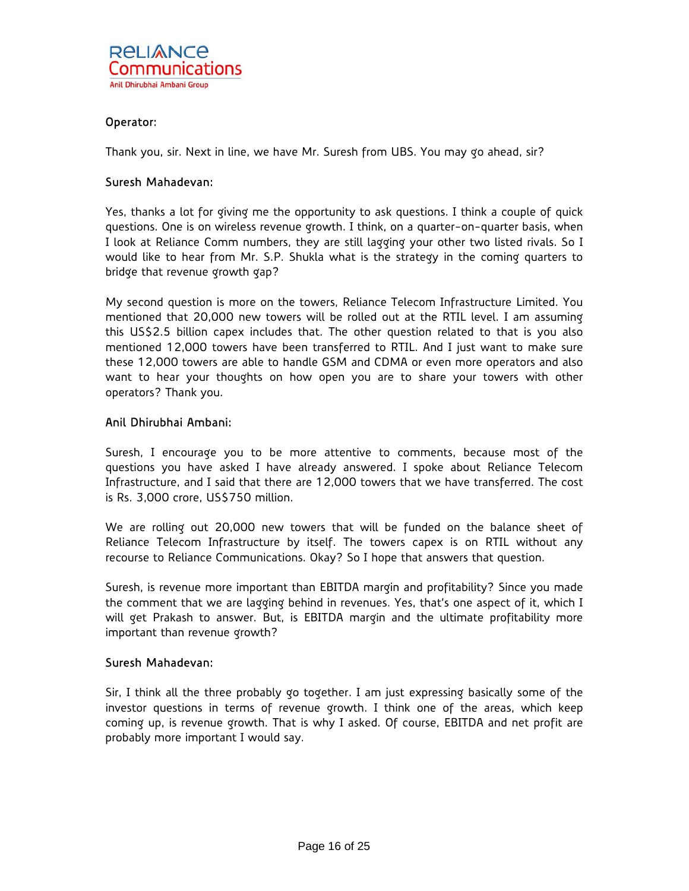**Operator:**

Thank you, sir. Next in line, we have Mr. Suresh from UBS. You may go ahead, sir?

**Suresh Mahadevan:**

Yes, thanks a lot for giving me the opportunity to ask questions. I think a couple of quick questions. One is on wireless revenue growth. I think, on a quarter-on-quarter basis, when I look at Reliance Comm numbers, they are still lagging your other two listed rivals. So I would like to hear from Mr. S.P. Shukla what is the strategy in the coming quarters to bridge that revenue growth gap?

My second question is more on the towers, Reliance Telecom Infrastructure Limited. You mentioned that 20,000 new towers will be rolled out at the RTIL level. I am assuming this US$2.5 billion capex includes that. The other question related to that is you also mentioned 12,000 towers have been transferred to RTIL. And I just want to make sure these 12,000 towers are able to handle GSM and CDMA or even more operators and also want to hear your thoughts on how open you are to share your towers with other operators? Thank you.

**Anil Dhirubhai Ambani:**

Suresh, I encourage you to be more attentive to comments, because most of the questions you have asked I have already answered. I spoke about Reliance Telecom Infrastructure, and I said that there are 12,000 towers that we have transferred. The cost is Rs. 3,000 crore, US$750 million.

We are rolling out 20,000 new towers that will be funded on the balance sheet of Reliance Telecom Infrastructure by itself. The towers capex is on RTIL without any recourse to Reliance Communications. Okay? So I hope that answers that question.

Suresh, is revenue more important than EBITDA margin and profitability? Since you made the comment that we are lagging behind in revenues. Yes, that's one aspect of it, which I will get Prakash to answer. But, is EBITDA margin and the ultimate profitability more important than revenue growth?

**Suresh Mahadevan:**

Sir, I think all the three probably go together. I am just expressing basically some of the investor questions in terms of revenue growth. I think one of the areas, which keep coming up, is revenue growth. That is why I asked. Of course, EBITDA and net profit are probably more important I would say.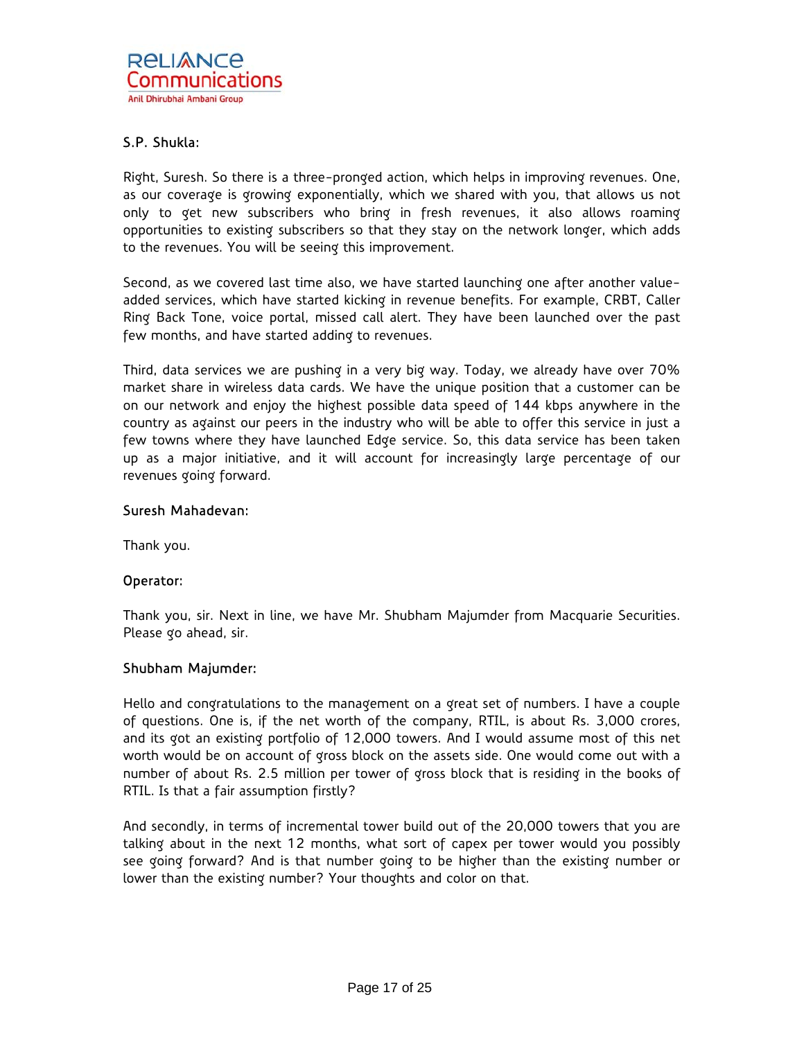**S.P. Shukla:**

Right, Suresh. So there is a three-pronged action, which helps in improving revenues. One, as our coverage is growing exponentially, which we shared with you, that allows us not only to get new subscribers who bring in fresh revenues, it also allows roaming opportunities to existing subscribers so that they stay on the network longer, which adds to the revenues. You will be seeing this improvement.

Second, as we covered last time also, we have started launching one after another value-added services, which have started kicking in revenue benefits. For example, CRBT, Caller Ring Back Tone, voice portal, missed call alert. They have been launched over the past few months, and have started adding to revenues.

Third, data services we are pushing in a very big way. Today, we already have over 70% market share in wireless data cards. We have the unique position that a customer can be on our network and enjoy the highest possible data speed of 144 kbps anywhere in the country as against our peers in the industry who will be able to offer this service in just a few towns where they have launched Edge service. So, this data service has been taken up as a major initiative, and it will account for increasingly large percentage of our revenues going forward.

**Suresh Mahadevan:**

Thank you.

**Operator:**

Thank you, sir. Next in line, we have Mr. Shubham Majumder from Macquarie Securities. Please go ahead, sir.

**Shubham Majumder:**

Hello and congratulations to the management on a great set of numbers. I have a couple of questions. One is, if the net worth of the company, RTIL, is about Rs. 3,000 crores, and its got an existing portfolio of 12,000 towers. And I would assume most of this net worth would be on account of gross block on the assets side. One would come out with a number of about Rs. 2.5 million per tower of gross block that is residing in the books of RTIL. Is that a fair assumption firstly?

And secondly, in terms of incremental tower build out of the 20,000 towers that you are talking about in the next 12 months, what sort of capex per tower would you possibly see going forward? And is that number going to be higher than the existing number or lower than the existing number? Your thoughts and color on that.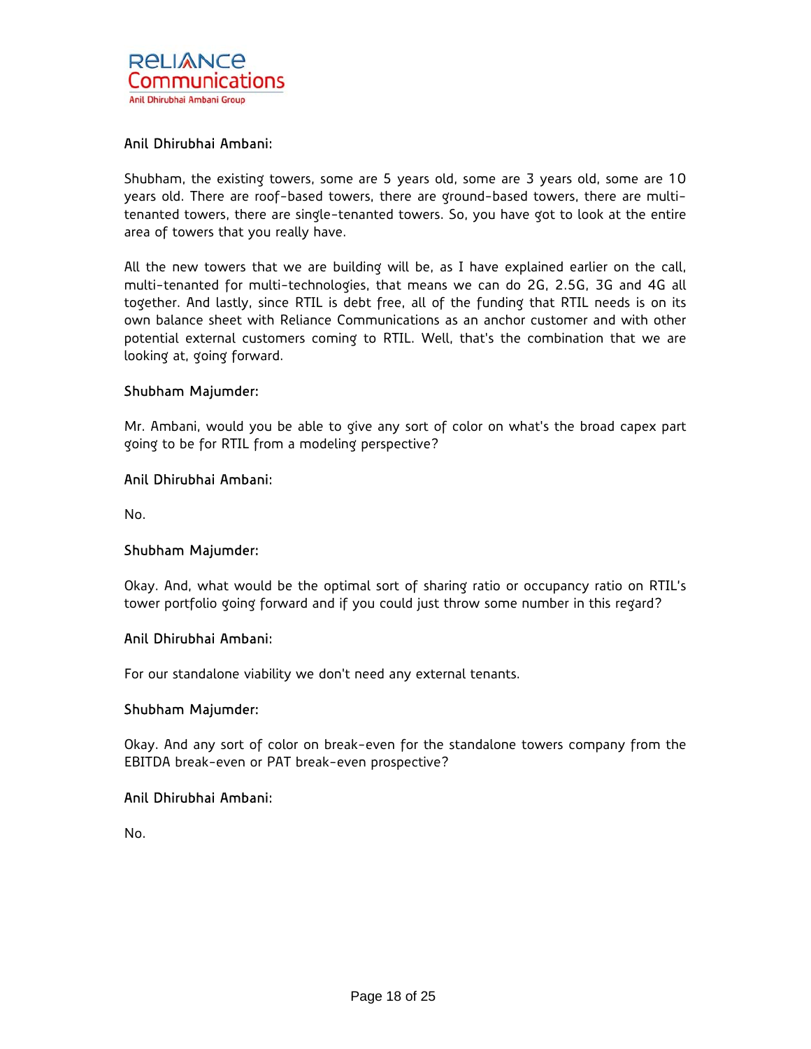**Anil Dhirubhai Ambani:**

Shubham, the existing towers, some are 5 years old, some are 3 years old, some are 10 years old. There are roof-based towers, there are ground-based towers, there are multi-tenanted towers, there are single-tenanted towers. So, you have got to look at the entire area of towers that you really have.

All the new towers that we are building will be, as I have explained earlier on the call, multi-tenanted for multi-technologies, that means we can do 2G, 2.5G, 3G and 4G all together. And lastly, since RTIL is debt free, all of the funding that RTIL needs is on its own balance sheet with Reliance Communications as an anchor customer and with other potential external customers coming to RTIL. Well, that's the combination that we are looking at, going forward.

**Shubham Majumder:**

Mr. Ambani, would you be able to give any sort of color on what's the broad capex part going to be for RTIL from a modeling perspective?

**Anil Dhirubhai Ambani:**

No.

**Shubham Majumder:**

Okay. And, what would be the optimal sort of sharing ratio or occupancy ratio on RTIL's tower portfolio going forward and if you could just throw some number in this regard?

**Anil Dhirubhai Ambani:**

For our standalone viability we don't need any external tenants.

**Shubham Majumder:**

Okay. And any sort of color on break-even for the standalone towers company from the EBITDA break-even or PAT break-even prospective?

**Anil Dhirubhai Ambani:**

No.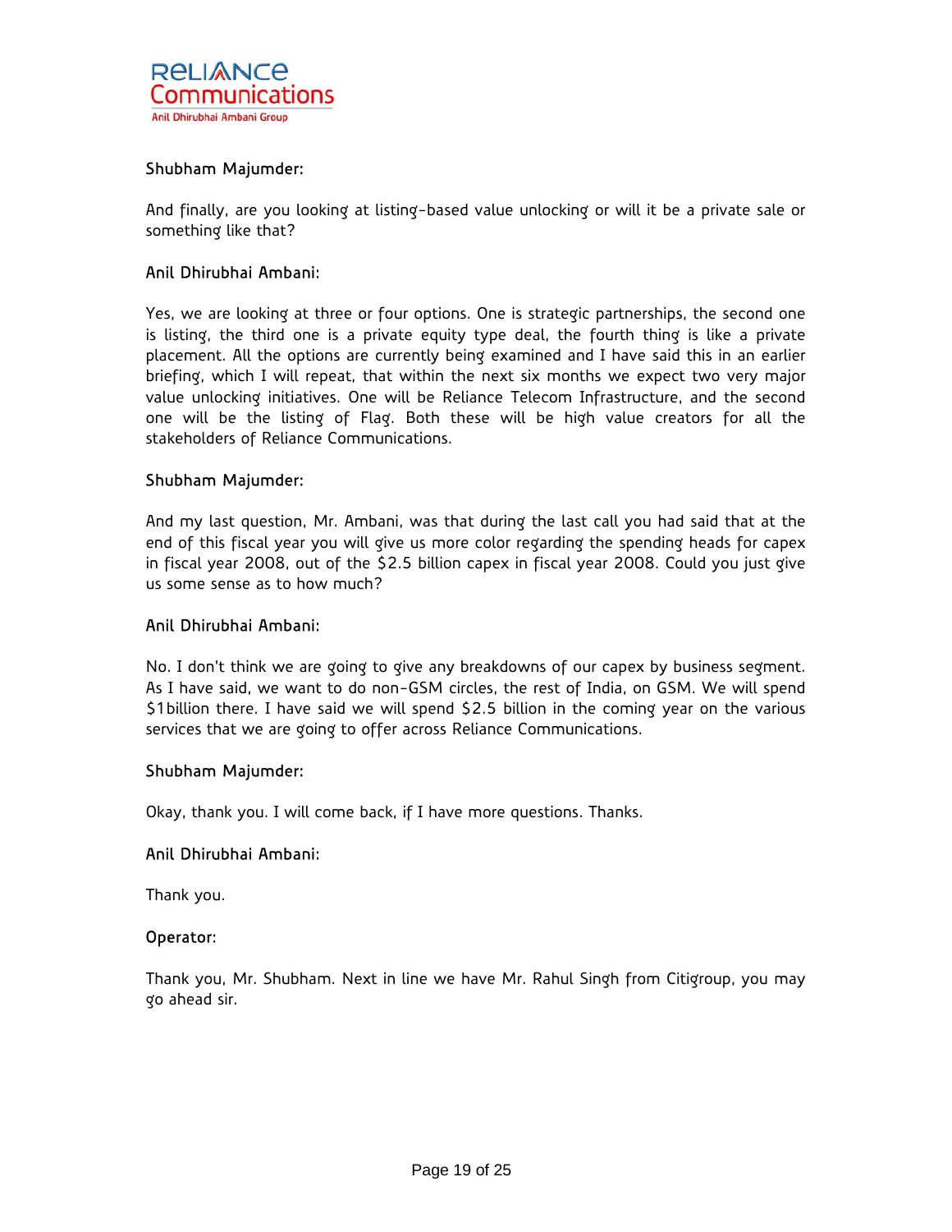**Shubham Majumder:**

And finally, are you looking at listing-based value unlocking or will it be a private sale or something like that?

**Anil Dhirubhai Ambani:**

Yes, we are looking at three or four options. One is strategic partnerships, the second one is listing, the third one is a private equity type deal, the fourth thing is like a private placement. All the options are currently being examined and I have said this in an earlier briefing, which I will repeat, that within the next six months we expect two very major value unlocking initiatives. One will be Reliance Telecom Infrastructure, and the second one will be the listing of Flag. Both these will be high value creators for all the stakeholders of Reliance Communications.

**Shubham Majumder:**

And my last question, Mr. Ambani, was that during the last call you had said that at the end of this fiscal year you will give us more color regarding the spending heads for capex in fiscal year 2008, out of the $2.5 billion capex in fiscal year 2008. Could you just give us some sense as to how much?

**Anil Dhirubhai Ambani:**

No. I don't think we are going to give any breakdowns of our capex by business segment. As I have said, we want to do non-GSM circles, the rest of India, on GSM. We will spend $1billion there. I have said we will spend $2.5 billion in the coming year on the various services that we are going to offer across Reliance Communications.

**Shubham Majumder:**

Okay, thank you. I will come back, if I have more questions. Thanks.

**Anil Dhirubhai Ambani:**

Thank you.

**Operator:**

Thank you, Mr. Shubham. Next in line we have Mr. Rahul Singh from Citigroup, you may go ahead sir.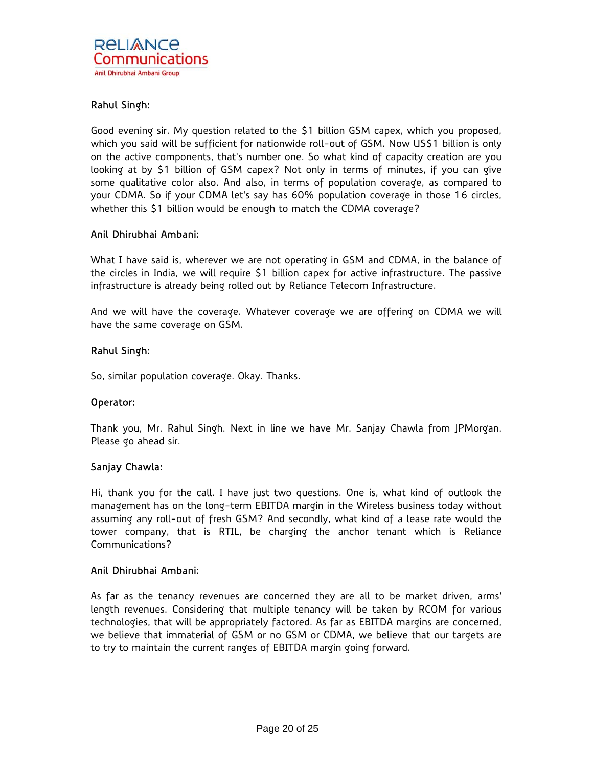**Rahul Singh:**

Good evening sir. My question related to the $1 billion GSM capex, which you proposed, which you said will be sufficient for nationwide roll-out of GSM. Now US$1 billion is only on the active components, that's number one. So what kind of capacity creation are you looking at by $1 billion of GSM capex? Not only in terms of minutes, if you can give some qualitative color also. And also, in terms of population coverage, as compared to your CDMA. So if your CDMA let's say has 60% population coverage in those 16 circles, whether this $1 billion would be enough to match the CDMA coverage?

**Anil Dhirubhai Ambani:**

What I have said is, wherever we are not operating in GSM and CDMA, in the balance of the circles in India, we will require $1 billion capex for active infrastructure. The passive infrastructure is already being rolled out by Reliance Telecom Infrastructure.

And we will have the coverage. Whatever coverage we are offering on CDMA we will have the same coverage on GSM.

**Rahul Singh:**

So, similar population coverage. Okay. Thanks.

**Operator:**

Thank you, Mr. Rahul Singh. Next in line we have Mr. Sanjay Chawla from JPMorgan. Please go ahead sir.

**Sanjay Chawla:**

Hi, thank you for the call. I have just two questions. One is, what kind of outlook the management has on the long-term EBITDA margin in the Wireless business today without assuming any roll-out of fresh GSM? And secondly, what kind of a lease rate would the tower company, that is RTIL, be charging the anchor tenant which is Reliance Communications?

**Anil Dhirubhai Ambani:**

As far as the tenancy revenues are concerned they are all to be market driven, arms' length revenues. Considering that multiple tenancy will be taken by RCOM for various technologies, that will be appropriately factored. As far as EBITDA margins are concerned, we believe that immaterial of GSM or no GSM or CDMA, we believe that our targets are to try to maintain the current ranges of EBITDA margin going forward.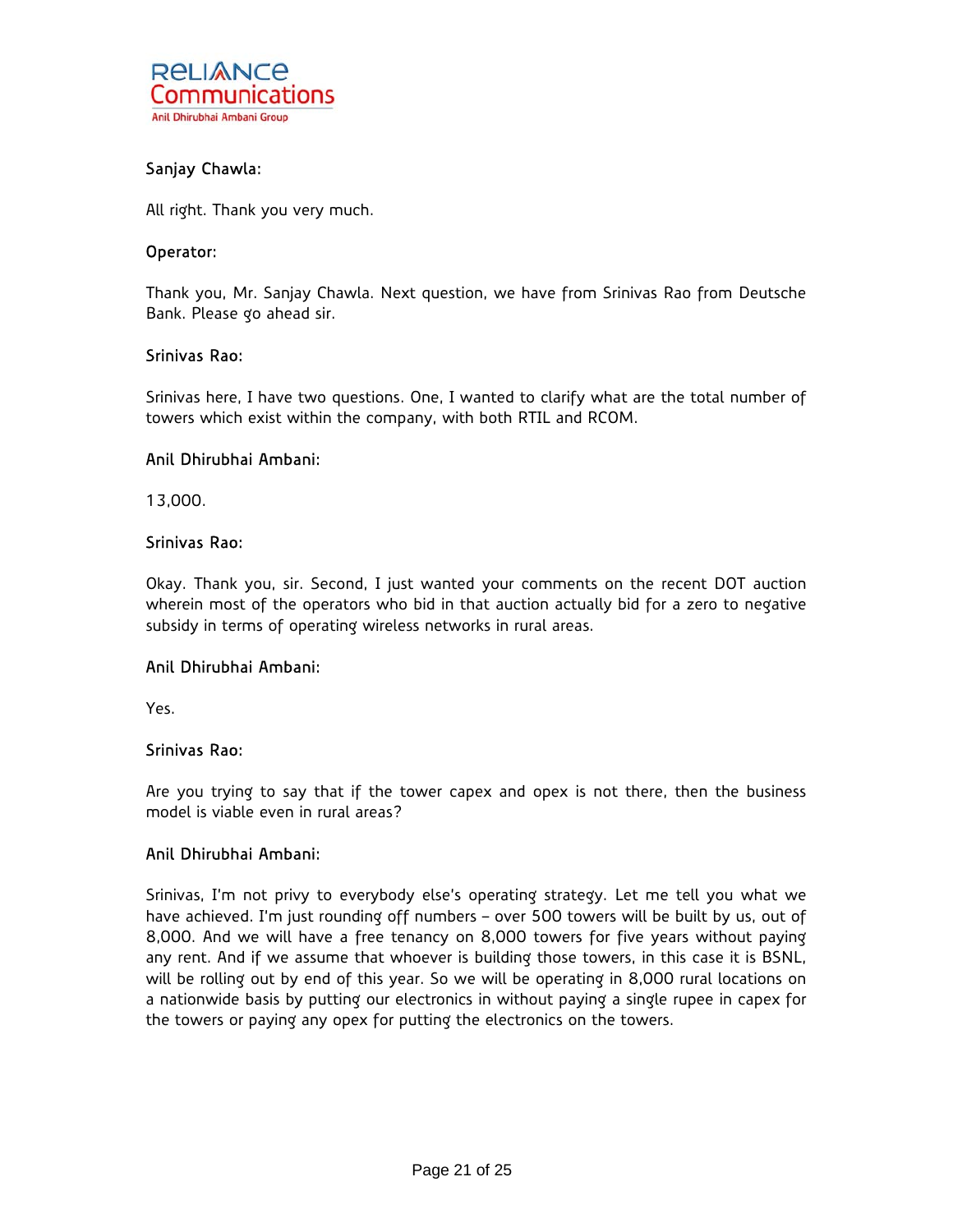**Sanjay Chawla:**

All right. Thank you very much.

**Operator:**

Thank you, Mr. Sanjay Chawla. Next question, we have from Srinivas Rao from Deutsche Bank. Please go ahead sir.

**Srinivas Rao:**

Srinivas here, I have two questions. One, I wanted to clarify what are the total number of towers which exist within the company, with both RTIL and RCOM.

**Anil Dhirubhai Ambani:**

13,000.

**Srinivas Rao:**

Okay. Thank you, sir. Second, I just wanted your comments on the recent DOT auction wherein most of the operators who bid in that auction actually bid for a zero to negative subsidy in terms of operating wireless networks in rural areas.

**Anil Dhirubhai Ambani:**

Yes.

**Srinivas Rao:**

Are you trying to say that if the tower capex and opex is not there, then the business model is viable even in rural areas?

**Anil Dhirubhai Ambani:**

Srinivas, I'm not privy to everybody else's operating strategy. Let me tell you what we have achieved. I'm just rounding off numbers – over 500 towers will be built by us, out of 8,000. And we will have a free tenancy on 8,000 towers for five years without paying any rent. And if we assume that whoever is building those towers, in this case it is BSNL, will be rolling out by end of this year. So we will be operating in 8,000 rural locations on a nationwide basis by putting our electronics in without paying a single rupee in capex for the towers or paying any opex for putting the electronics on the towers.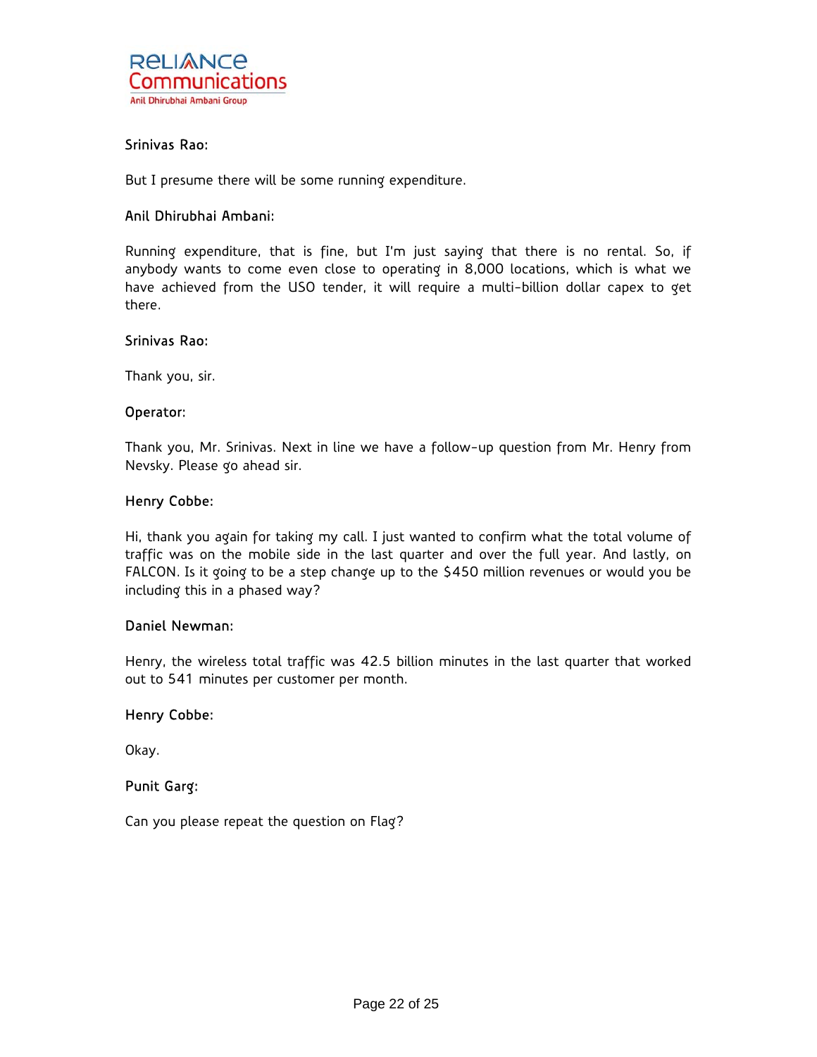**Srinivas Rao:**

But I presume there will be some running expenditure.

**Anil Dhirubhai Ambani:**

Running expenditure, that is fine, but I'm just saying that there is no rental. So, if anybody wants to come even close to operating in 8,000 locations, which is what we have achieved from the USO tender, it will require a multi-billion dollar capex to get there.

**Srinivas Rao:**

Thank you, sir.

**Operator:**

Thank you, Mr. Srinivas. Next in line we have a follow-up question from Mr. Henry from Nevsky. Please go ahead sir.

**Henry Cobbe:**

Hi, thank you again for taking my call. I just wanted to confirm what the total volume of traffic was on the mobile side in the last quarter and over the full year. And lastly, on FALCON. Is it going to be a step change up to the $450 million revenues or would you be including this in a phased way?

**Daniel Newman:**

Henry, the wireless total traffic was 42.5 billion minutes in the last quarter that worked out to 541 minutes per customer per month.

**Henry Cobbe:**

Okay.

**Punit Garg:**

Can you please repeat the question on Flag?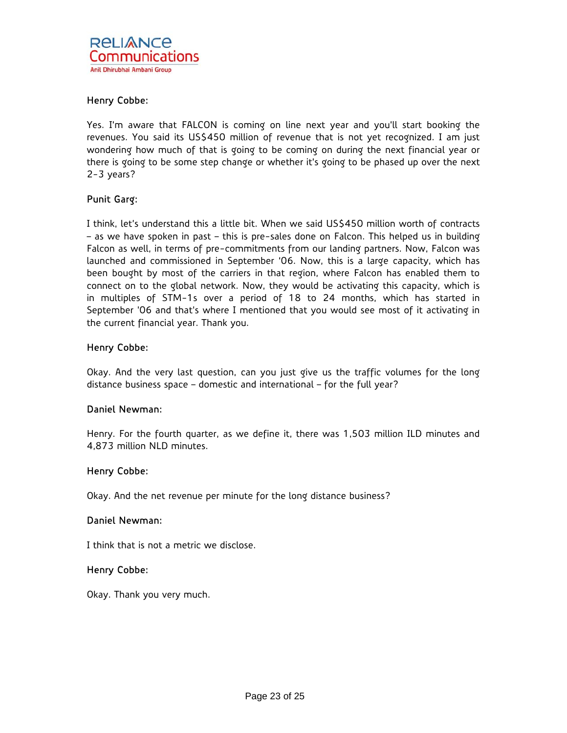**Henry Cobbe:**

Yes. I'm aware that FALCON is coming on line next year and you'll start booking the revenues. You said its US$450 million of revenue that is not yet recognized. I am just wondering how much of that is going to be coming on during the next financial year or there is going to be some step change or whether it's going to be phased up over the next 2-3 years?

**Punit Garg:**

I think, let's understand this a little bit. When we said US$450 million worth of contracts – as we have spoken in past – this is pre-sales done on Falcon. This helped us in building Falcon as well, in terms of pre-commitments from our landing partners. Now, Falcon was launched and commissioned in September '06. Now, this is a large capacity, which has been bought by most of the carriers in that region, where Falcon has enabled them to connect on to the global network. Now, they would be activating this capacity, which is in multiples of STM-1s over a period of 18 to 24 months, which has started in September '06 and that's where I mentioned that you would see most of it activating in the current financial year. Thank you.

**Henry Cobbe:**

Okay. And the very last question, can you just give us the traffic volumes for the long distance business space – domestic and international – for the full year?

**Daniel Newman:**

Henry. For the fourth quarter, as we define it, there was 1,503 million ILD minutes and 4,873 million NLD minutes.

**Henry Cobbe:**

Okay. And the net revenue per minute for the long distance business?

**Daniel Newman:**

I think that is not a metric we disclose.

**Henry Cobbe:**

Okay. Thank you very much.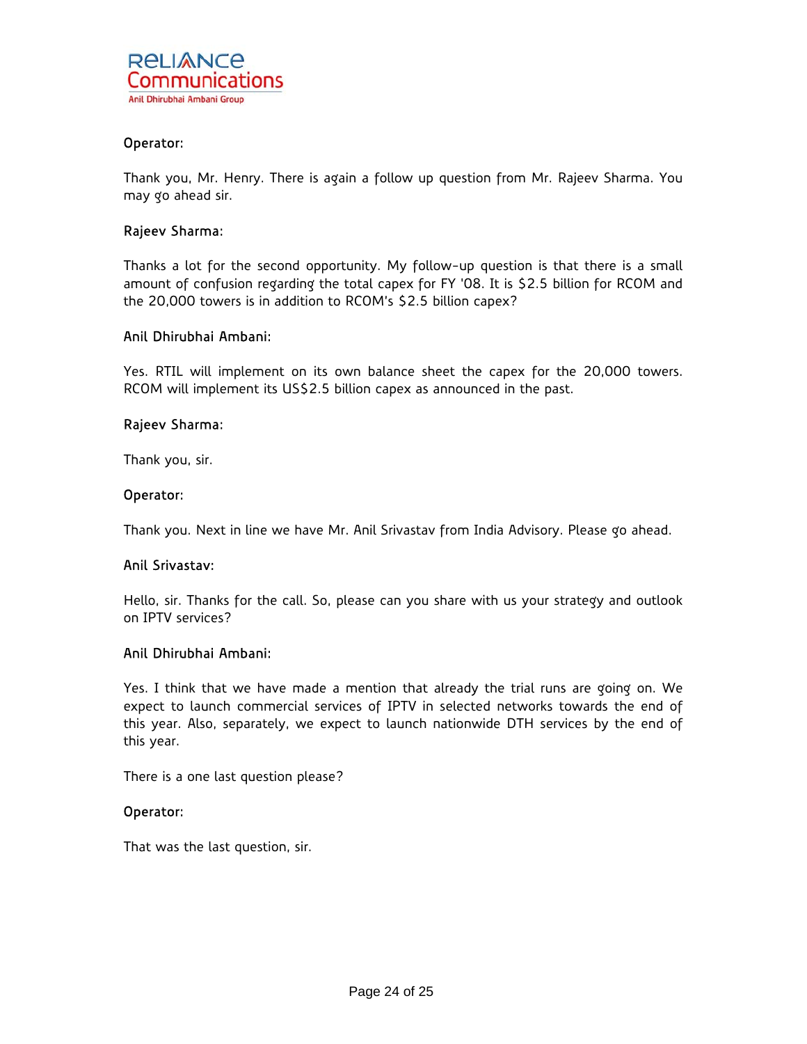**Operator:**

Thank you, Mr. Henry. There is again a follow up question from Mr. Rajeev Sharma. You may go ahead sir.

**Rajeev Sharma:**

Thanks a lot for the second opportunity. My follow-up question is that there is a small amount of confusion regarding the total capex for FY '08. It is $2.5 billion for RCOM and the 20,000 towers is in addition to RCOM's $2.5 billion capex?

**Anil Dhirubhai Ambani:**

Yes. RTIL will implement on its own balance sheet the capex for the 20,000 towers. RCOM will implement its US$2.5 billion capex as announced in the past.

**Rajeev Sharma:**

Thank you, sir.

**Operator:**

Thank you. Next in line we have Mr. Anil Srivastav from India Advisory. Please go ahead.

**Anil Srivastav:**

Hello, sir. Thanks for the call. So, please can you share with us your strategy and outlook on IPTV services?

**Anil Dhirubhai Ambani:**

Yes. I think that we have made a mention that already the trial runs are going on. We expect to launch commercial services of IPTV in selected networks towards the end of this year. Also, separately, we expect to launch nationwide DTH services by the end of this year.

There is a one last question please?

**Operator:**

That was the last question, sir.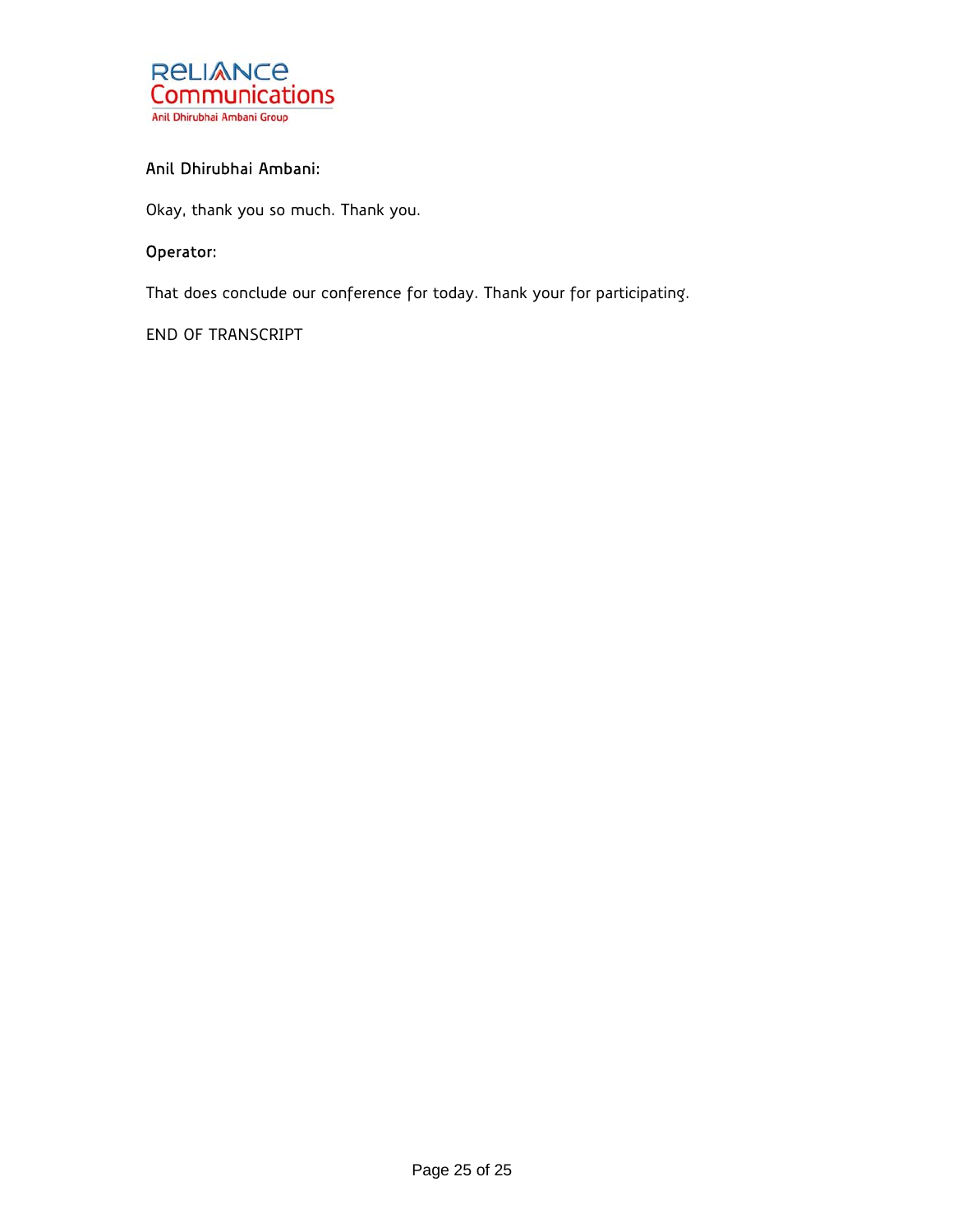**Anil Dhirubhai Ambani:**

Okay, thank you so much. Thank you.

**Operator:**

That does conclude our conference for today. Thank your for participating.

END OF TRANSCRIPT